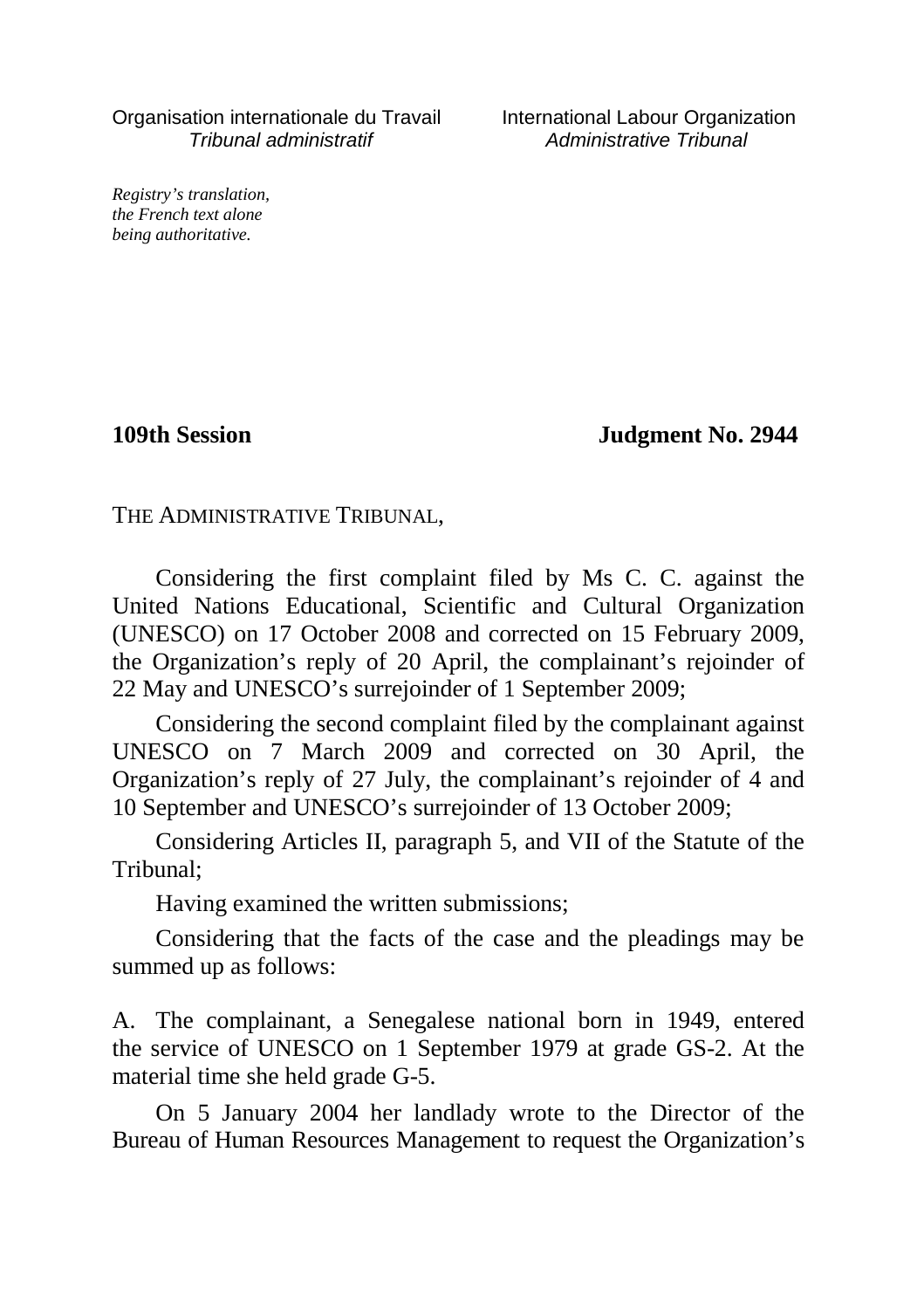Organisation internationale du Travail
*Tribunal administratif*

International Labour Organization
*Administrative Tribunal*

*Registry's translation, the French text alone being authoritative.*

**109th Session** **Judgment No. 2944**

THE ADMINISTRATIVE TRIBUNAL,

Considering the first complaint filed by Ms C. C. against the United Nations Educational, Scientific and Cultural Organization (UNESCO) on 17 October 2008 and corrected on 15 February 2009, the Organization's reply of 20 April, the complainant's rejoinder of 22 May and UNESCO's surrejoinder of 1 September 2009;

Considering the second complaint filed by the complainant against UNESCO on 7 March 2009 and corrected on 30 April, the Organization's reply of 27 July, the complainant's rejoinder of 4 and 10 September and UNESCO's surrejoinder of 13 October 2009;

Considering Articles II, paragraph 5, and VII of the Statute of the Tribunal;

Having examined the written submissions;

Considering that the facts of the case and the pleadings may be summed up as follows:

A. The complainant, a Senegalese national born in 1949, entered the service of UNESCO on 1 September 1979 at grade GS-2. At the material time she held grade G-5.

On 5 January 2004 her landlady wrote to the Director of the Bureau of Human Resources Management to request the Organization's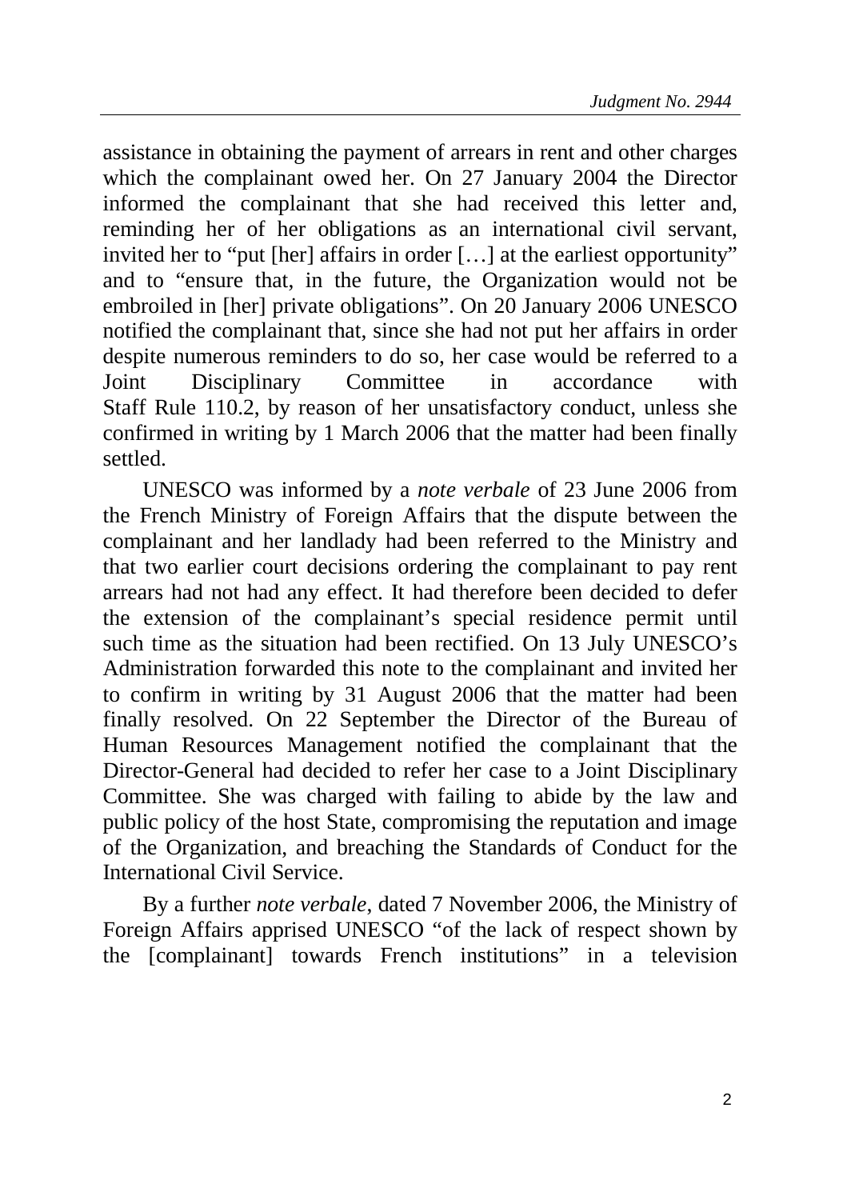assistance in obtaining the payment of arrears in rent and other charges which the complainant owed her. On 27 January 2004 the Director informed the complainant that she had received this letter and, reminding her of her obligations as an international civil servant, invited her to "put [her] affairs in order […] at the earliest opportunity" and to "ensure that, in the future, the Organization would not be embroiled in [her] private obligations". On 20 January 2006 UNESCO notified the complainant that, since she had not put her affairs in order despite numerous reminders to do so, her case would be referred to a Joint Disciplinary Committee in accordance with Staff Rule 110.2, by reason of her unsatisfactory conduct, unless she confirmed in writing by 1 March 2006 that the matter had been finally settled.

UNESCO was informed by a *note verbale* of 23 June 2006 from the French Ministry of Foreign Affairs that the dispute between the complainant and her landlady had been referred to the Ministry and that two earlier court decisions ordering the complainant to pay rent arrears had not had any effect. It had therefore been decided to defer the extension of the complainant's special residence permit until such time as the situation had been rectified. On 13 July UNESCO's Administration forwarded this note to the complainant and invited her to confirm in writing by 31 August 2006 that the matter had been finally resolved. On 22 September the Director of the Bureau of Human Resources Management notified the complainant that the Director-General had decided to refer her case to a Joint Disciplinary Committee. She was charged with failing to abide by the law and public policy of the host State, compromising the reputation and image of the Organization, and breaching the Standards of Conduct for the International Civil Service.

By a further *note verbale*, dated 7 November 2006, the Ministry of Foreign Affairs apprised UNESCO "of the lack of respect shown by the [complainant] towards French institutions" in a television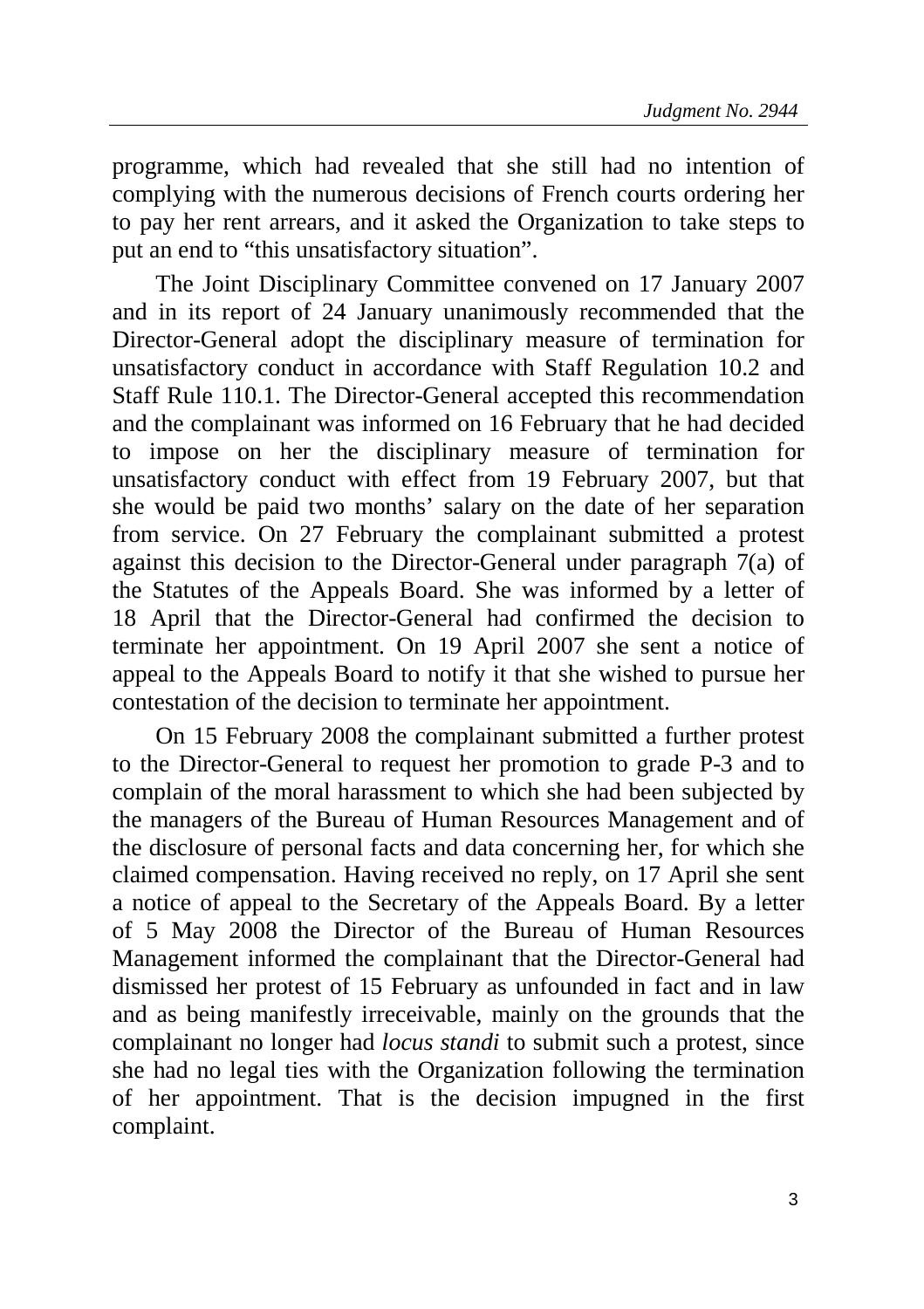programme, which had revealed that she still had no intention of complying with the numerous decisions of French courts ordering her to pay her rent arrears, and it asked the Organization to take steps to put an end to "this unsatisfactory situation".

The Joint Disciplinary Committee convened on 17 January 2007 and in its report of 24 January unanimously recommended that the Director-General adopt the disciplinary measure of termination for unsatisfactory conduct in accordance with Staff Regulation 10.2 and Staff Rule 110.1. The Director-General accepted this recommendation and the complainant was informed on 16 February that he had decided to impose on her the disciplinary measure of termination for unsatisfactory conduct with effect from 19 February 2007, but that she would be paid two months' salary on the date of her separation from service. On 27 February the complainant submitted a protest against this decision to the Director-General under paragraph 7(a) of the Statutes of the Appeals Board. She was informed by a letter of 18 April that the Director-General had confirmed the decision to terminate her appointment. On 19 April 2007 she sent a notice of appeal to the Appeals Board to notify it that she wished to pursue her contestation of the decision to terminate her appointment.

On 15 February 2008 the complainant submitted a further protest to the Director-General to request her promotion to grade P-3 and to complain of the moral harassment to which she had been subjected by the managers of the Bureau of Human Resources Management and of the disclosure of personal facts and data concerning her, for which she claimed compensation. Having received no reply, on 17 April she sent a notice of appeal to the Secretary of the Appeals Board. By a letter of 5 May 2008 the Director of the Bureau of Human Resources Management informed the complainant that the Director-General had dismissed her protest of 15 February as unfounded in fact and in law and as being manifestly irreceivable, mainly on the grounds that the complainant no longer had *locus standi* to submit such a protest, since she had no legal ties with the Organization following the termination of her appointment. That is the decision impugned in the first complaint.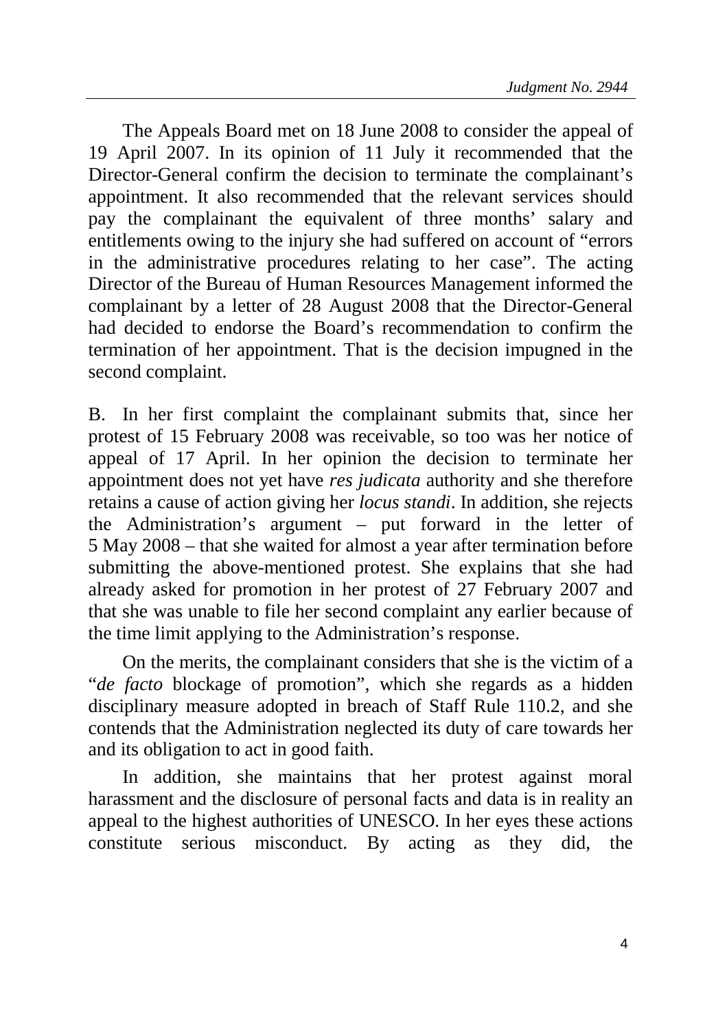The Appeals Board met on 18 June 2008 to consider the appeal of 19 April 2007. In its opinion of 11 July it recommended that the Director-General confirm the decision to terminate the complainant's appointment. It also recommended that the relevant services should pay the complainant the equivalent of three months' salary and entitlements owing to the injury she had suffered on account of "errors in the administrative procedures relating to her case". The acting Director of the Bureau of Human Resources Management informed the complainant by a letter of 28 August 2008 that the Director-General had decided to endorse the Board's recommendation to confirm the termination of her appointment. That is the decision impugned in the second complaint.

B. In her first complaint the complainant submits that, since her protest of 15 February 2008 was receivable, so too was her notice of appeal of 17 April. In her opinion the decision to terminate her appointment does not yet have *res judicata* authority and she therefore retains a cause of action giving her *locus standi*. In addition, she rejects the Administration's argument – put forward in the letter of 5 May 2008 – that she waited for almost a year after termination before submitting the above-mentioned protest. She explains that she had already asked for promotion in her protest of 27 February 2007 and that she was unable to file her second complaint any earlier because of the time limit applying to the Administration's response.

On the merits, the complainant considers that she is the victim of a "*de facto* blockage of promotion", which she regards as a hidden disciplinary measure adopted in breach of Staff Rule 110.2, and she contends that the Administration neglected its duty of care towards her and its obligation to act in good faith.

In addition, she maintains that her protest against moral harassment and the disclosure of personal facts and data is in reality an appeal to the highest authorities of UNESCO. In her eyes these actions constitute serious misconduct. By acting as they did, the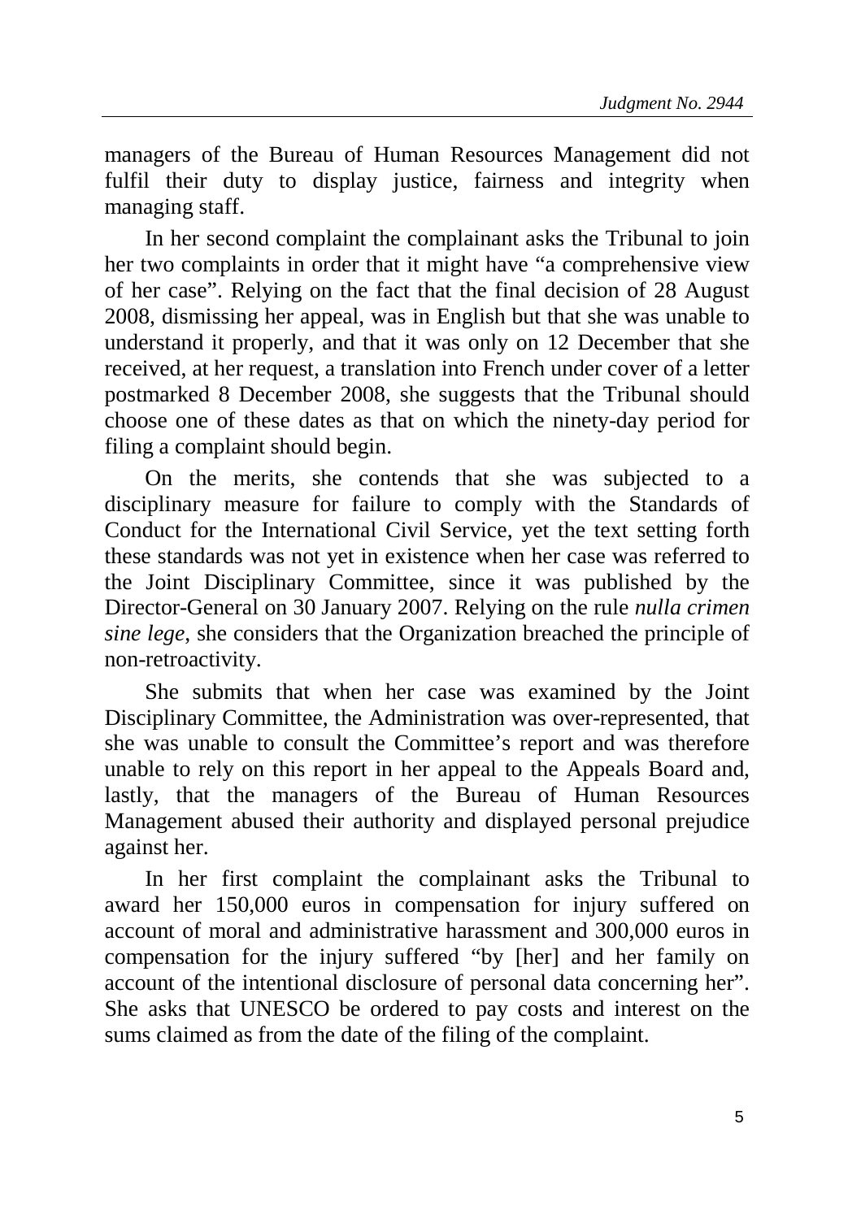managers of the Bureau of Human Resources Management did not fulfil their duty to display justice, fairness and integrity when managing staff.

In her second complaint the complainant asks the Tribunal to join her two complaints in order that it might have "a comprehensive view of her case". Relying on the fact that the final decision of 28 August 2008, dismissing her appeal, was in English but that she was unable to understand it properly, and that it was only on 12 December that she received, at her request, a translation into French under cover of a letter postmarked 8 December 2008, she suggests that the Tribunal should choose one of these dates as that on which the ninety-day period for filing a complaint should begin.

On the merits, she contends that she was subjected to a disciplinary measure for failure to comply with the Standards of Conduct for the International Civil Service, yet the text setting forth these standards was not yet in existence when her case was referred to the Joint Disciplinary Committee, since it was published by the Director-General on 30 January 2007. Relying on the rule *nulla crimen sine lege*, she considers that the Organization breached the principle of non-retroactivity.

She submits that when her case was examined by the Joint Disciplinary Committee, the Administration was over-represented, that she was unable to consult the Committee's report and was therefore unable to rely on this report in her appeal to the Appeals Board and, lastly, that the managers of the Bureau of Human Resources Management abused their authority and displayed personal prejudice against her.

In her first complaint the complainant asks the Tribunal to award her 150,000 euros in compensation for injury suffered on account of moral and administrative harassment and 300,000 euros in compensation for the injury suffered "by [her] and her family on account of the intentional disclosure of personal data concerning her". She asks that UNESCO be ordered to pay costs and interest on the sums claimed as from the date of the filing of the complaint.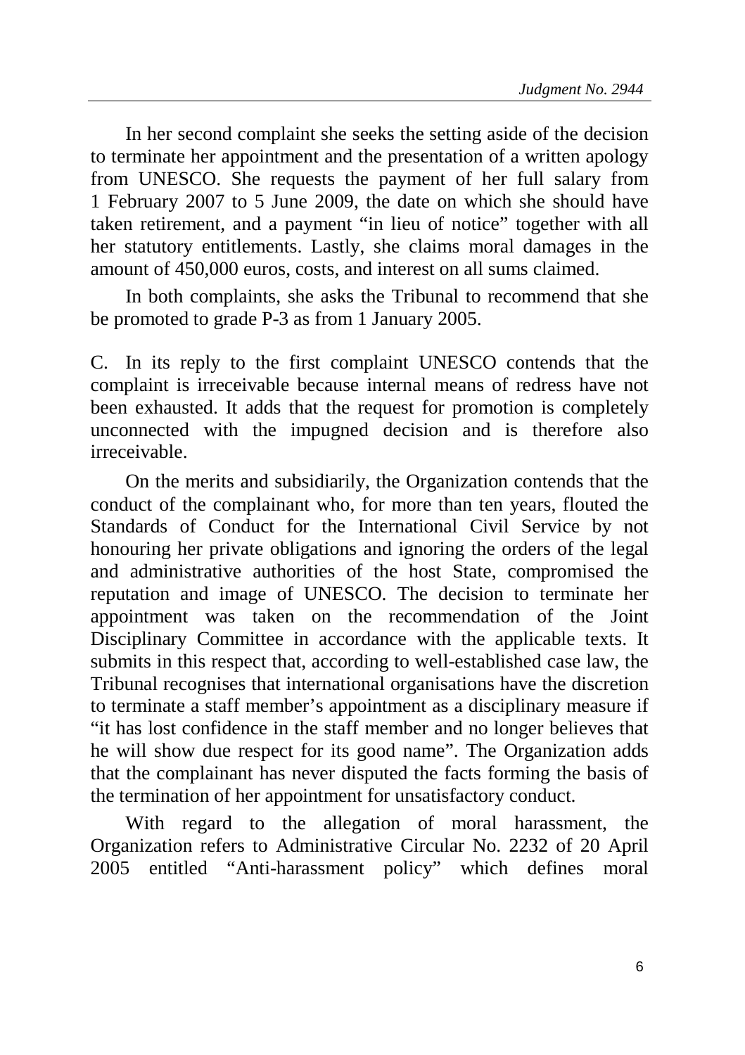In her second complaint she seeks the setting aside of the decision to terminate her appointment and the presentation of a written apology from UNESCO. She requests the payment of her full salary from 1 February 2007 to 5 June 2009, the date on which she should have taken retirement, and a payment "in lieu of notice" together with all her statutory entitlements. Lastly, she claims moral damages in the amount of 450,000 euros, costs, and interest on all sums claimed.

In both complaints, she asks the Tribunal to recommend that she be promoted to grade P-3 as from 1 January 2005.

C. In its reply to the first complaint UNESCO contends that the complaint is irreceivable because internal means of redress have not been exhausted. It adds that the request for promotion is completely unconnected with the impugned decision and is therefore also irreceivable.

On the merits and subsidiarily, the Organization contends that the conduct of the complainant who, for more than ten years, flouted the Standards of Conduct for the International Civil Service by not honouring her private obligations and ignoring the orders of the legal and administrative authorities of the host State, compromised the reputation and image of UNESCO. The decision to terminate her appointment was taken on the recommendation of the Joint Disciplinary Committee in accordance with the applicable texts. It submits in this respect that, according to well-established case law, the Tribunal recognises that international organisations have the discretion to terminate a staff member's appointment as a disciplinary measure if "it has lost confidence in the staff member and no longer believes that he will show due respect for its good name". The Organization adds that the complainant has never disputed the facts forming the basis of the termination of her appointment for unsatisfactory conduct.

With regard to the allegation of moral harassment, the Organization refers to Administrative Circular No. 2232 of 20 April 2005 entitled "Anti-harassment policy" which defines moral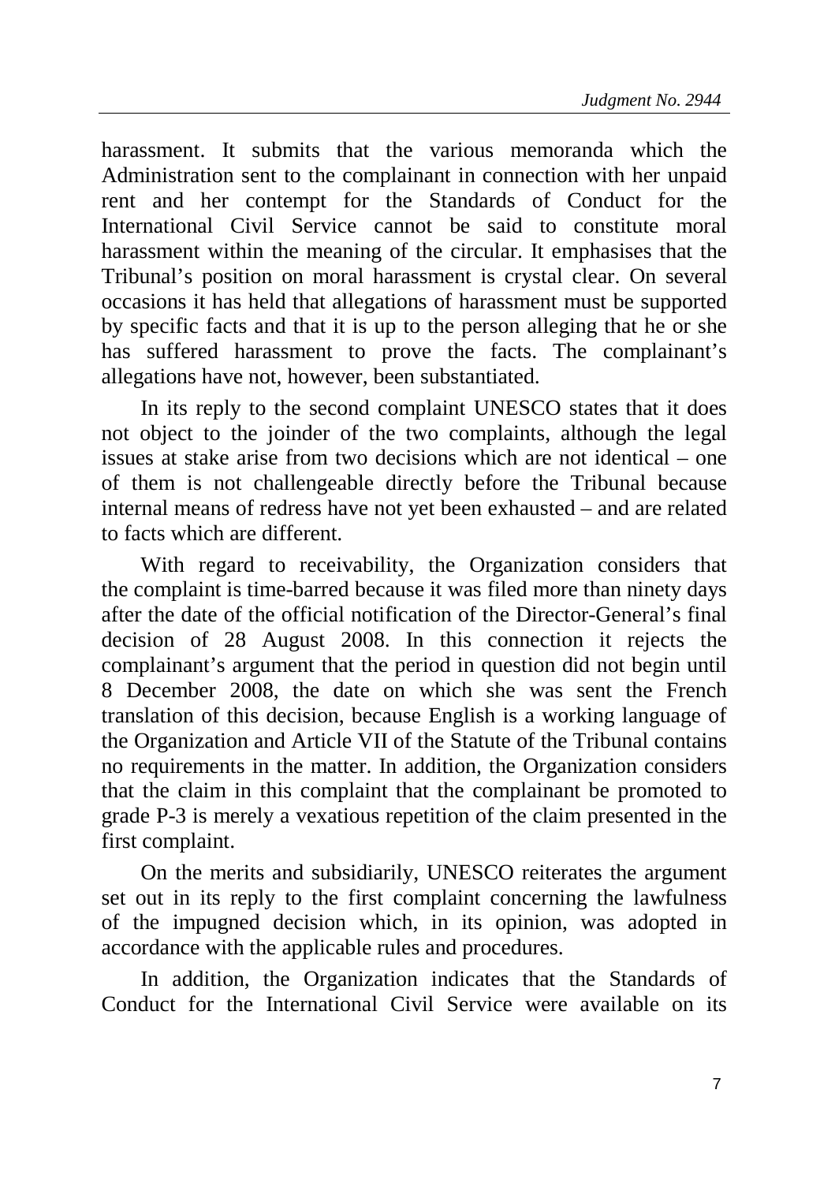harassment. It submits that the various memoranda which the Administration sent to the complainant in connection with her unpaid rent and her contempt for the Standards of Conduct for the International Civil Service cannot be said to constitute moral harassment within the meaning of the circular. It emphasises that the Tribunal's position on moral harassment is crystal clear. On several occasions it has held that allegations of harassment must be supported by specific facts and that it is up to the person alleging that he or she has suffered harassment to prove the facts. The complainant's allegations have not, however, been substantiated.

In its reply to the second complaint UNESCO states that it does not object to the joinder of the two complaints, although the legal issues at stake arise from two decisions which are not identical – one of them is not challengeable directly before the Tribunal because internal means of redress have not yet been exhausted – and are related to facts which are different.

With regard to receivability, the Organization considers that the complaint is time-barred because it was filed more than ninety days after the date of the official notification of the Director-General's final decision of 28 August 2008. In this connection it rejects the complainant's argument that the period in question did not begin until 8 December 2008, the date on which she was sent the French translation of this decision, because English is a working language of the Organization and Article VII of the Statute of the Tribunal contains no requirements in the matter. In addition, the Organization considers that the claim in this complaint that the complainant be promoted to grade P-3 is merely a vexatious repetition of the claim presented in the first complaint.

On the merits and subsidiarily, UNESCO reiterates the argument set out in its reply to the first complaint concerning the lawfulness of the impugned decision which, in its opinion, was adopted in accordance with the applicable rules and procedures.

In addition, the Organization indicates that the Standards of Conduct for the International Civil Service were available on its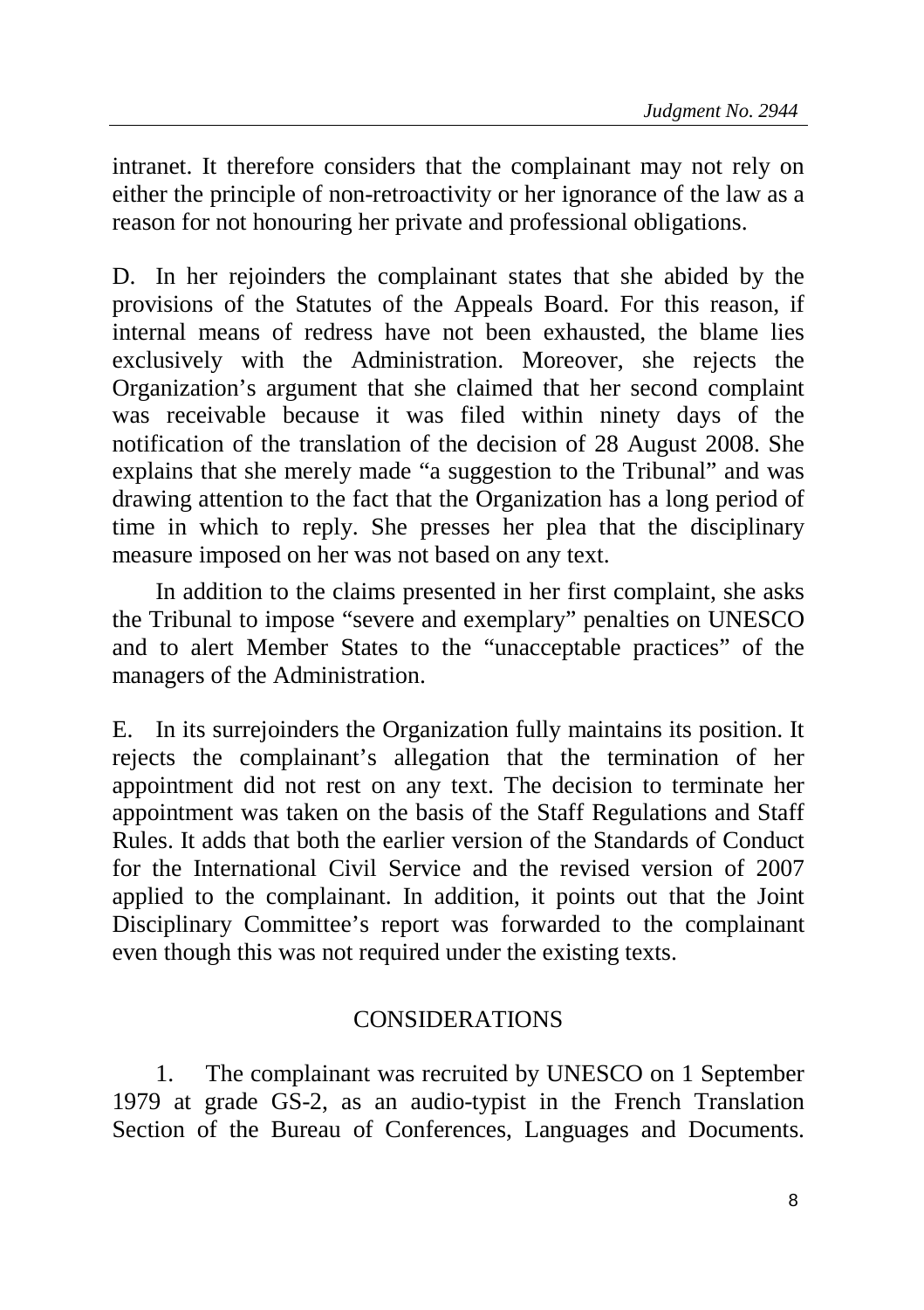intranet. It therefore considers that the complainant may not rely on either the principle of non-retroactivity or her ignorance of the law as a reason for not honouring her private and professional obligations.

D. In her rejoinders the complainant states that she abided by the provisions of the Statutes of the Appeals Board. For this reason, if internal means of redress have not been exhausted, the blame lies exclusively with the Administration. Moreover, she rejects the Organization's argument that she claimed that her second complaint was receivable because it was filed within ninety days of the notification of the translation of the decision of 28 August 2008. She explains that she merely made "a suggestion to the Tribunal" and was drawing attention to the fact that the Organization has a long period of time in which to reply. She presses her plea that the disciplinary measure imposed on her was not based on any text.

In addition to the claims presented in her first complaint, she asks the Tribunal to impose "severe and exemplary" penalties on UNESCO and to alert Member States to the "unacceptable practices" of the managers of the Administration.

E. In its surrejoinders the Organization fully maintains its position. It rejects the complainant's allegation that the termination of her appointment did not rest on any text. The decision to terminate her appointment was taken on the basis of the Staff Regulations and Staff Rules. It adds that both the earlier version of the Standards of Conduct for the International Civil Service and the revised version of 2007 applied to the complainant. In addition, it points out that the Joint Disciplinary Committee's report was forwarded to the complainant even though this was not required under the existing texts.

## CONSIDERATIONS

1. The complainant was recruited by UNESCO on 1 September 1979 at grade GS-2, as an audio-typist in the French Translation Section of the Bureau of Conferences, Languages and Documents.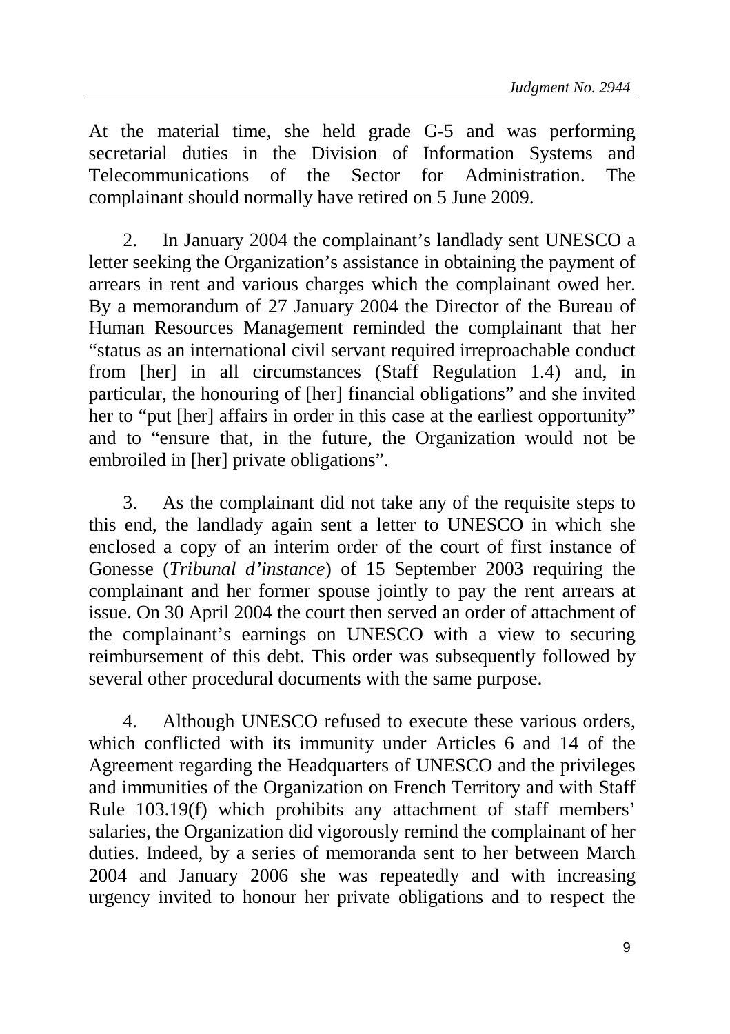At the material time, she held grade G-5 and was performing secretarial duties in the Division of Information Systems and Telecommunications of the Sector for Administration. The complainant should normally have retired on 5 June 2009.

2. In January 2004 the complainant's landlady sent UNESCO a letter seeking the Organization's assistance in obtaining the payment of arrears in rent and various charges which the complainant owed her. By a memorandum of 27 January 2004 the Director of the Bureau of Human Resources Management reminded the complainant that her "status as an international civil servant required irreproachable conduct from [her] in all circumstances (Staff Regulation 1.4) and, in particular, the honouring of [her] financial obligations" and she invited her to "put [her] affairs in order in this case at the earliest opportunity" and to "ensure that, in the future, the Organization would not be embroiled in [her] private obligations".

3. As the complainant did not take any of the requisite steps to this end, the landlady again sent a letter to UNESCO in which she enclosed a copy of an interim order of the court of first instance of Gonesse (*Tribunal d'instance*) of 15 September 2003 requiring the complainant and her former spouse jointly to pay the rent arrears at issue. On 30 April 2004 the court then served an order of attachment of the complainant's earnings on UNESCO with a view to securing reimbursement of this debt. This order was subsequently followed by several other procedural documents with the same purpose.

4. Although UNESCO refused to execute these various orders, which conflicted with its immunity under Articles 6 and 14 of the Agreement regarding the Headquarters of UNESCO and the privileges and immunities of the Organization on French Territory and with Staff Rule 103.19(f) which prohibits any attachment of staff members' salaries, the Organization did vigorously remind the complainant of her duties. Indeed, by a series of memoranda sent to her between March 2004 and January 2006 she was repeatedly and with increasing urgency invited to honour her private obligations and to respect the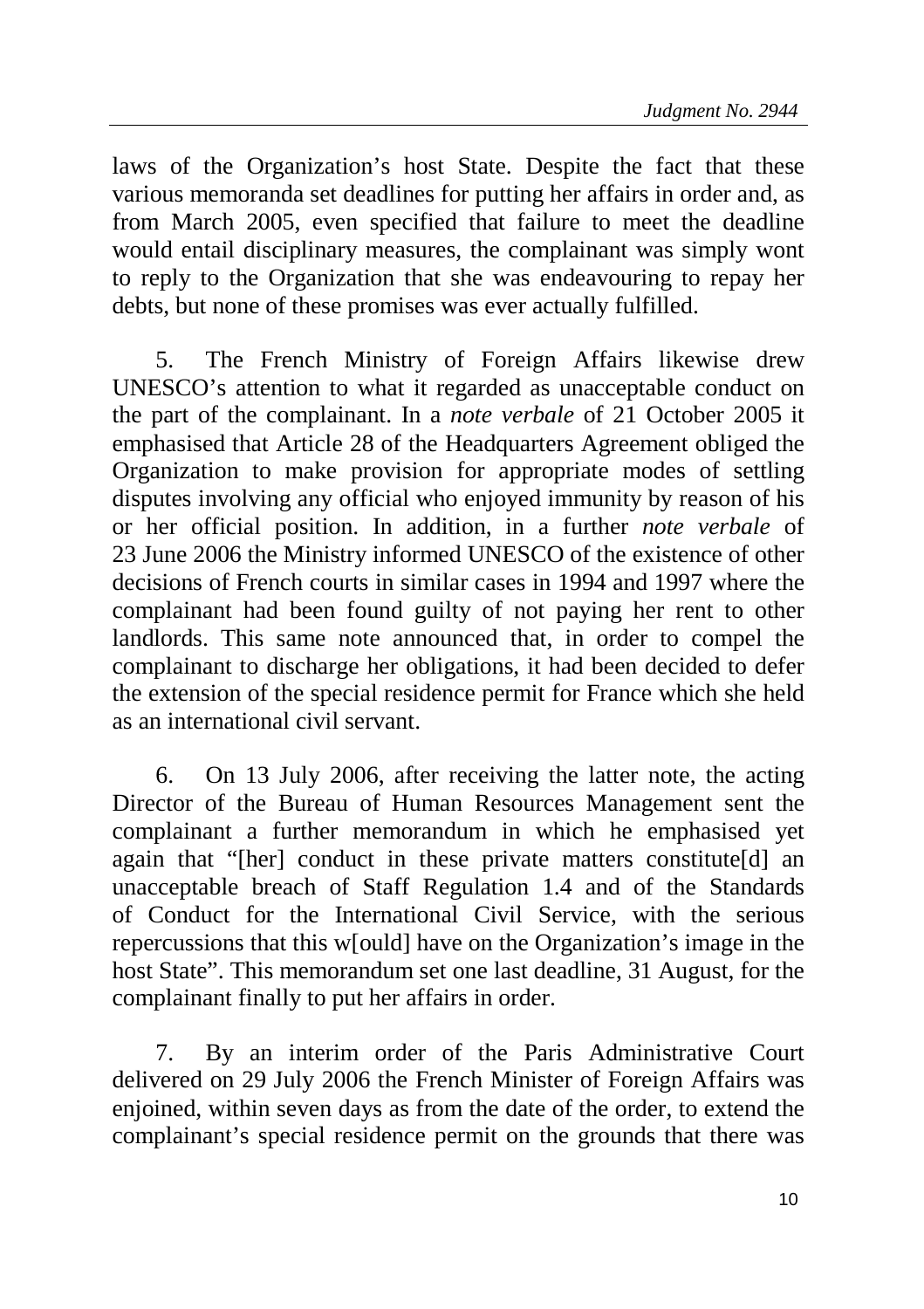laws of the Organization's host State. Despite the fact that these various memoranda set deadlines for putting her affairs in order and, as from March 2005, even specified that failure to meet the deadline would entail disciplinary measures, the complainant was simply wont to reply to the Organization that she was endeavouring to repay her debts, but none of these promises was ever actually fulfilled.

5. The French Ministry of Foreign Affairs likewise drew UNESCO's attention to what it regarded as unacceptable conduct on the part of the complainant. In a *note verbale* of 21 October 2005 it emphasised that Article 28 of the Headquarters Agreement obliged the Organization to make provision for appropriate modes of settling disputes involving any official who enjoyed immunity by reason of his or her official position. In addition, in a further *note verbale* of 23 June 2006 the Ministry informed UNESCO of the existence of other decisions of French courts in similar cases in 1994 and 1997 where the complainant had been found guilty of not paying her rent to other landlords. This same note announced that, in order to compel the complainant to discharge her obligations, it had been decided to defer the extension of the special residence permit for France which she held as an international civil servant.

6. On 13 July 2006, after receiving the latter note, the acting Director of the Bureau of Human Resources Management sent the complainant a further memorandum in which he emphasised yet again that "[her] conduct in these private matters constitute[d] an unacceptable breach of Staff Regulation 1.4 and of the Standards of Conduct for the International Civil Service, with the serious repercussions that this w[ould] have on the Organization's image in the host State". This memorandum set one last deadline, 31 August, for the complainant finally to put her affairs in order.

7. By an interim order of the Paris Administrative Court delivered on 29 July 2006 the French Minister of Foreign Affairs was enjoined, within seven days as from the date of the order, to extend the complainant's special residence permit on the grounds that there was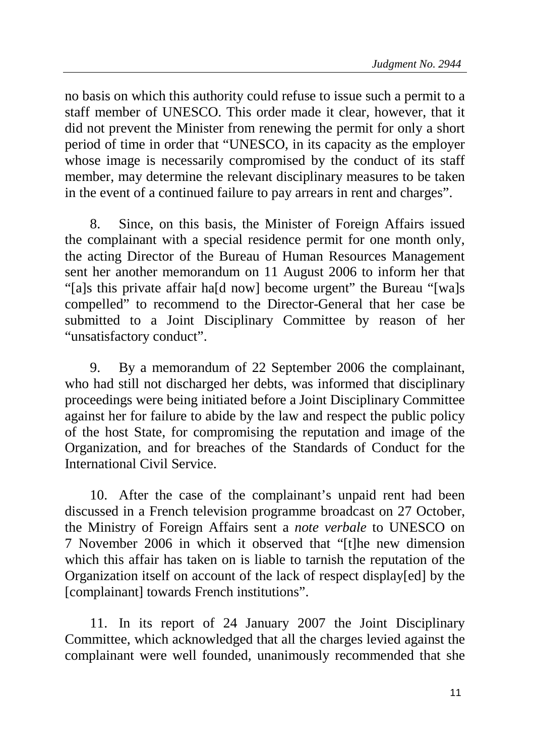no basis on which this authority could refuse to issue such a permit to a staff member of UNESCO. This order made it clear, however, that it did not prevent the Minister from renewing the permit for only a short period of time in order that "UNESCO, in its capacity as the employer whose image is necessarily compromised by the conduct of its staff member, may determine the relevant disciplinary measures to be taken in the event of a continued failure to pay arrears in rent and charges".

8. Since, on this basis, the Minister of Foreign Affairs issued the complainant with a special residence permit for one month only, the acting Director of the Bureau of Human Resources Management sent her another memorandum on 11 August 2006 to inform her that "[a]s this private affair ha[d now] become urgent" the Bureau "[wa]s compelled" to recommend to the Director-General that her case be submitted to a Joint Disciplinary Committee by reason of her "unsatisfactory conduct".

9. By a memorandum of 22 September 2006 the complainant, who had still not discharged her debts, was informed that disciplinary proceedings were being initiated before a Joint Disciplinary Committee against her for failure to abide by the law and respect the public policy of the host State, for compromising the reputation and image of the Organization, and for breaches of the Standards of Conduct for the International Civil Service.

10. After the case of the complainant's unpaid rent had been discussed in a French television programme broadcast on 27 October, the Ministry of Foreign Affairs sent a *note verbale* to UNESCO on 7 November 2006 in which it observed that "[t]he new dimension which this affair has taken on is liable to tarnish the reputation of the Organization itself on account of the lack of respect display[ed] by the [complainant] towards French institutions".

11. In its report of 24 January 2007 the Joint Disciplinary Committee, which acknowledged that all the charges levied against the complainant were well founded, unanimously recommended that she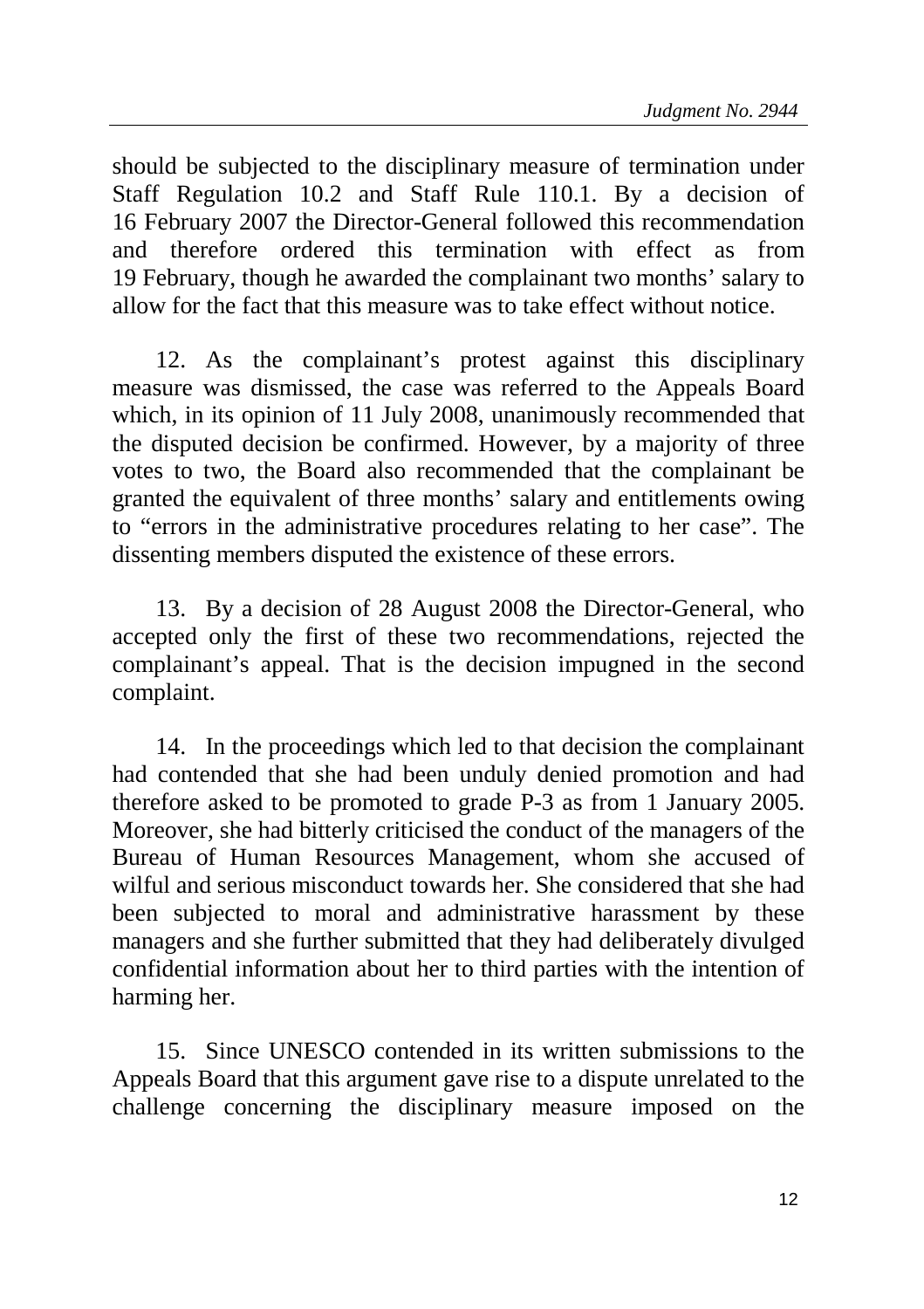should be subjected to the disciplinary measure of termination under Staff Regulation 10.2 and Staff Rule 110.1. By a decision of 16 February 2007 the Director-General followed this recommendation and therefore ordered this termination with effect as from 19 February, though he awarded the complainant two months' salary to allow for the fact that this measure was to take effect without notice.

12. As the complainant's protest against this disciplinary measure was dismissed, the case was referred to the Appeals Board which, in its opinion of 11 July 2008, unanimously recommended that the disputed decision be confirmed. However, by a majority of three votes to two, the Board also recommended that the complainant be granted the equivalent of three months' salary and entitlements owing to "errors in the administrative procedures relating to her case". The dissenting members disputed the existence of these errors.

13. By a decision of 28 August 2008 the Director-General, who accepted only the first of these two recommendations, rejected the complainant's appeal. That is the decision impugned in the second complaint.

14. In the proceedings which led to that decision the complainant had contended that she had been unduly denied promotion and had therefore asked to be promoted to grade P-3 as from 1 January 2005. Moreover, she had bitterly criticised the conduct of the managers of the Bureau of Human Resources Management, whom she accused of wilful and serious misconduct towards her. She considered that she had been subjected to moral and administrative harassment by these managers and she further submitted that they had deliberately divulged confidential information about her to third parties with the intention of harming her.

15. Since UNESCO contended in its written submissions to the Appeals Board that this argument gave rise to a dispute unrelated to the challenge concerning the disciplinary measure imposed on the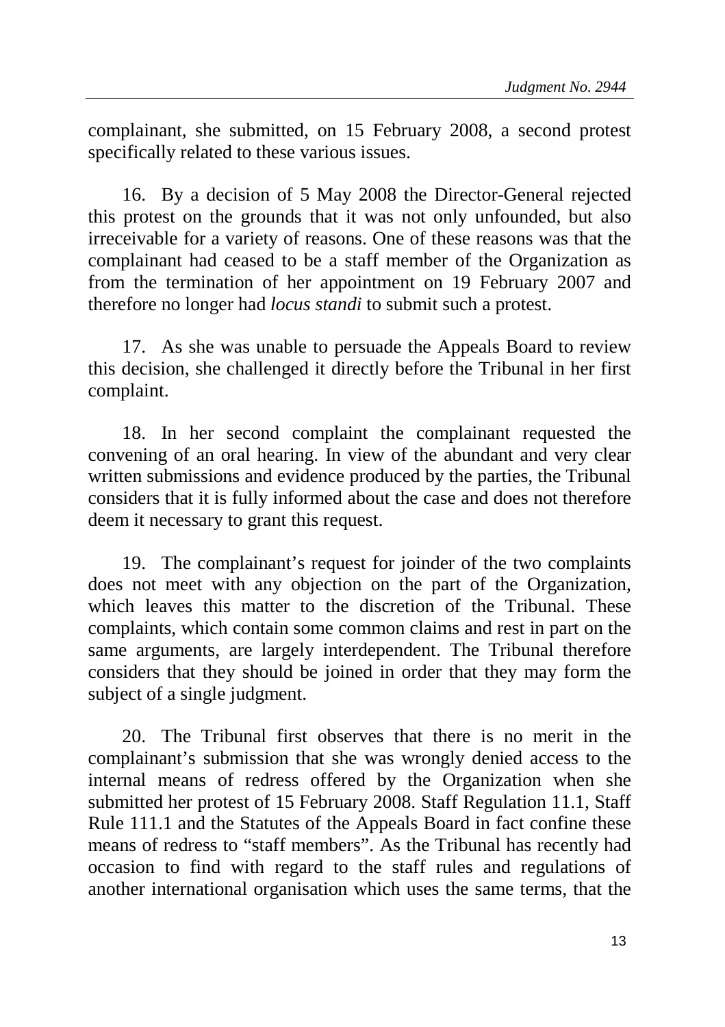complainant, she submitted, on 15 February 2008, a second protest specifically related to these various issues.

16. By a decision of 5 May 2008 the Director-General rejected this protest on the grounds that it was not only unfounded, but also irreceivable for a variety of reasons. One of these reasons was that the complainant had ceased to be a staff member of the Organization as from the termination of her appointment on 19 February 2007 and therefore no longer had *locus standi* to submit such a protest.

17. As she was unable to persuade the Appeals Board to review this decision, she challenged it directly before the Tribunal in her first complaint.

18. In her second complaint the complainant requested the convening of an oral hearing. In view of the abundant and very clear written submissions and evidence produced by the parties, the Tribunal considers that it is fully informed about the case and does not therefore deem it necessary to grant this request.

19. The complainant's request for joinder of the two complaints does not meet with any objection on the part of the Organization, which leaves this matter to the discretion of the Tribunal. These complaints, which contain some common claims and rest in part on the same arguments, are largely interdependent. The Tribunal therefore considers that they should be joined in order that they may form the subject of a single judgment.

20. The Tribunal first observes that there is no merit in the complainant's submission that she was wrongly denied access to the internal means of redress offered by the Organization when she submitted her protest of 15 February 2008. Staff Regulation 11.1, Staff Rule 111.1 and the Statutes of the Appeals Board in fact confine these means of redress to "staff members". As the Tribunal has recently had occasion to find with regard to the staff rules and regulations of another international organisation which uses the same terms, that the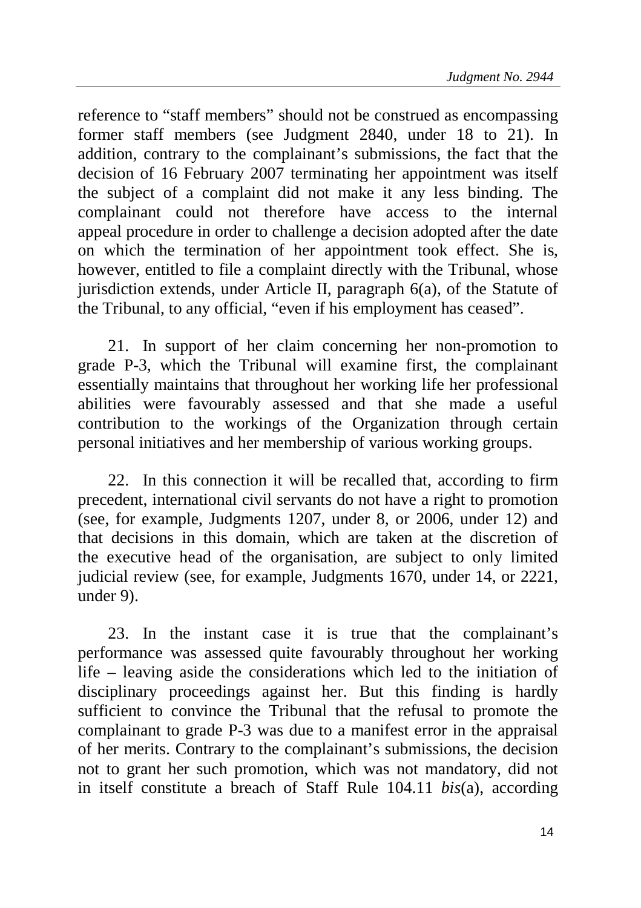reference to "staff members" should not be construed as encompassing former staff members (see Judgment 2840, under 18 to 21). In addition, contrary to the complainant's submissions, the fact that the decision of 16 February 2007 terminating her appointment was itself the subject of a complaint did not make it any less binding. The complainant could not therefore have access to the internal appeal procedure in order to challenge a decision adopted after the date on which the termination of her appointment took effect. She is, however, entitled to file a complaint directly with the Tribunal, whose jurisdiction extends, under Article II, paragraph 6(a), of the Statute of the Tribunal, to any official, "even if his employment has ceased".

21. In support of her claim concerning her non-promotion to grade P-3, which the Tribunal will examine first, the complainant essentially maintains that throughout her working life her professional abilities were favourably assessed and that she made a useful contribution to the workings of the Organization through certain personal initiatives and her membership of various working groups.

22. In this connection it will be recalled that, according to firm precedent, international civil servants do not have a right to promotion (see, for example, Judgments 1207, under 8, or 2006, under 12) and that decisions in this domain, which are taken at the discretion of the executive head of the organisation, are subject to only limited judicial review (see, for example, Judgments 1670, under 14, or 2221, under 9).

23. In the instant case it is true that the complainant's performance was assessed quite favourably throughout her working life – leaving aside the considerations which led to the initiation of disciplinary proceedings against her. But this finding is hardly sufficient to convince the Tribunal that the refusal to promote the complainant to grade P-3 was due to a manifest error in the appraisal of her merits. Contrary to the complainant's submissions, the decision not to grant her such promotion, which was not mandatory, did not in itself constitute a breach of Staff Rule 104.11 *bis*(a), according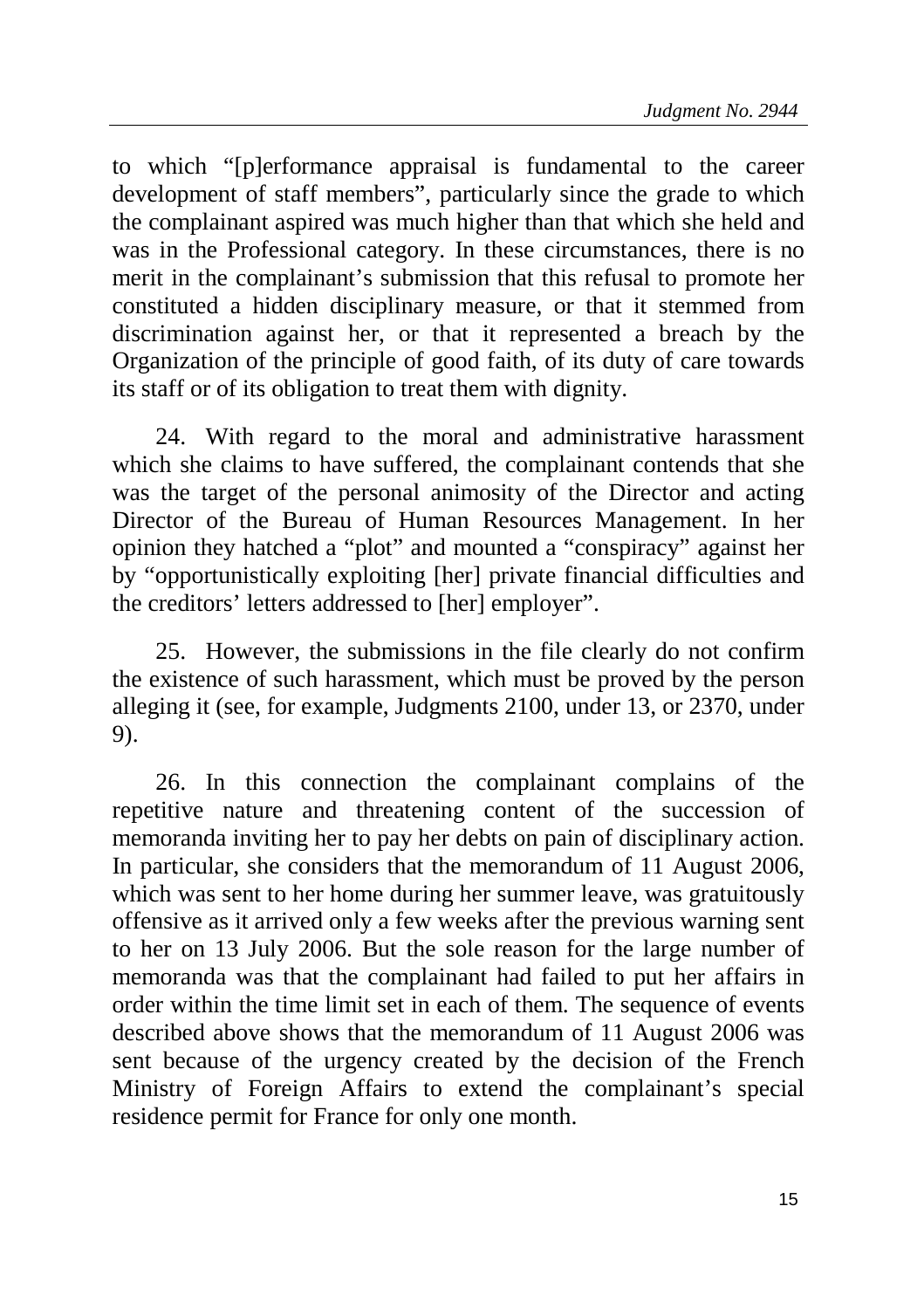to which "[p]erformance appraisal is fundamental to the career development of staff members", particularly since the grade to which the complainant aspired was much higher than that which she held and was in the Professional category. In these circumstances, there is no merit in the complainant's submission that this refusal to promote her constituted a hidden disciplinary measure, or that it stemmed from discrimination against her, or that it represented a breach by the Organization of the principle of good faith, of its duty of care towards its staff or of its obligation to treat them with dignity.

24. With regard to the moral and administrative harassment which she claims to have suffered, the complainant contends that she was the target of the personal animosity of the Director and acting Director of the Bureau of Human Resources Management. In her opinion they hatched a "plot" and mounted a "conspiracy" against her by "opportunistically exploiting [her] private financial difficulties and the creditors' letters addressed to [her] employer".

25. However, the submissions in the file clearly do not confirm the existence of such harassment, which must be proved by the person alleging it (see, for example, Judgments 2100, under 13, or 2370, under 9).

26. In this connection the complainant complains of the repetitive nature and threatening content of the succession of memoranda inviting her to pay her debts on pain of disciplinary action. In particular, she considers that the memorandum of 11 August 2006, which was sent to her home during her summer leave, was gratuitously offensive as it arrived only a few weeks after the previous warning sent to her on 13 July 2006. But the sole reason for the large number of memoranda was that the complainant had failed to put her affairs in order within the time limit set in each of them. The sequence of events described above shows that the memorandum of 11 August 2006 was sent because of the urgency created by the decision of the French Ministry of Foreign Affairs to extend the complainant's special residence permit for France for only one month.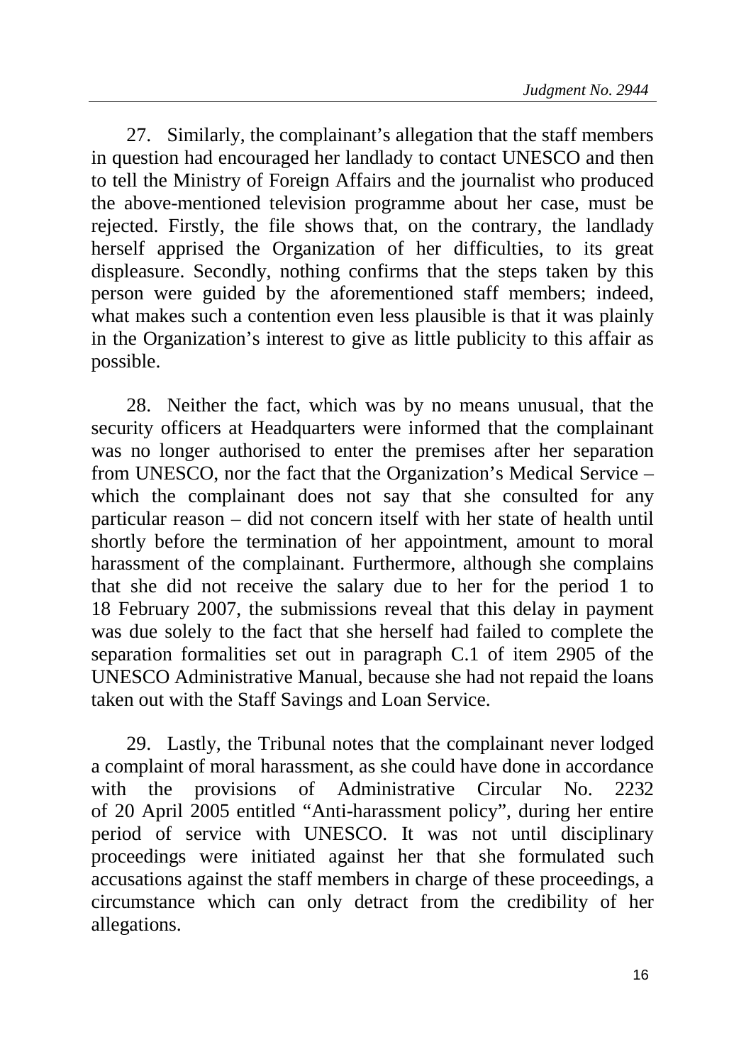27. Similarly, the complainant's allegation that the staff members in question had encouraged her landlady to contact UNESCO and then to tell the Ministry of Foreign Affairs and the journalist who produced the above-mentioned television programme about her case, must be rejected. Firstly, the file shows that, on the contrary, the landlady herself apprised the Organization of her difficulties, to its great displeasure. Secondly, nothing confirms that the steps taken by this person were guided by the aforementioned staff members; indeed, what makes such a contention even less plausible is that it was plainly in the Organization's interest to give as little publicity to this affair as possible.

28. Neither the fact, which was by no means unusual, that the security officers at Headquarters were informed that the complainant was no longer authorised to enter the premises after her separation from UNESCO, nor the fact that the Organization's Medical Service – which the complainant does not say that she consulted for any particular reason – did not concern itself with her state of health until shortly before the termination of her appointment, amount to moral harassment of the complainant. Furthermore, although she complains that she did not receive the salary due to her for the period 1 to 18 February 2007, the submissions reveal that this delay in payment was due solely to the fact that she herself had failed to complete the separation formalities set out in paragraph C.1 of item 2905 of the UNESCO Administrative Manual, because she had not repaid the loans taken out with the Staff Savings and Loan Service.

29. Lastly, the Tribunal notes that the complainant never lodged a complaint of moral harassment, as she could have done in accordance with the provisions of Administrative Circular No. 2232 of 20 April 2005 entitled "Anti-harassment policy", during her entire period of service with UNESCO. It was not until disciplinary proceedings were initiated against her that she formulated such accusations against the staff members in charge of these proceedings, a circumstance which can only detract from the credibility of her allegations.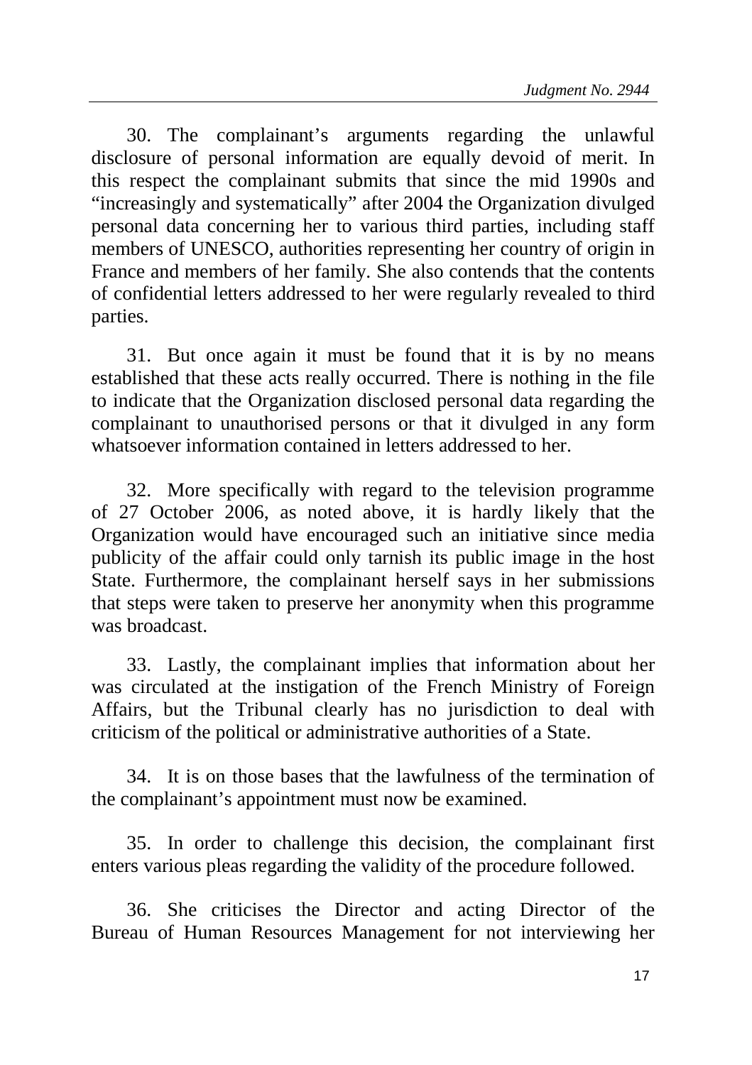30. The complainant's arguments regarding the unlawful disclosure of personal information are equally devoid of merit. In this respect the complainant submits that since the mid 1990s and "increasingly and systematically" after 2004 the Organization divulged personal data concerning her to various third parties, including staff members of UNESCO, authorities representing her country of origin in France and members of her family. She also contends that the contents of confidential letters addressed to her were regularly revealed to third parties.

31. But once again it must be found that it is by no means established that these acts really occurred. There is nothing in the file to indicate that the Organization disclosed personal data regarding the complainant to unauthorised persons or that it divulged in any form whatsoever information contained in letters addressed to her.

32. More specifically with regard to the television programme of 27 October 2006, as noted above, it is hardly likely that the Organization would have encouraged such an initiative since media publicity of the affair could only tarnish its public image in the host State. Furthermore, the complainant herself says in her submissions that steps were taken to preserve her anonymity when this programme was broadcast.

33. Lastly, the complainant implies that information about her was circulated at the instigation of the French Ministry of Foreign Affairs, but the Tribunal clearly has no jurisdiction to deal with criticism of the political or administrative authorities of a State.

34. It is on those bases that the lawfulness of the termination of the complainant's appointment must now be examined.

35. In order to challenge this decision, the complainant first enters various pleas regarding the validity of the procedure followed.

36. She criticises the Director and acting Director of the Bureau of Human Resources Management for not interviewing her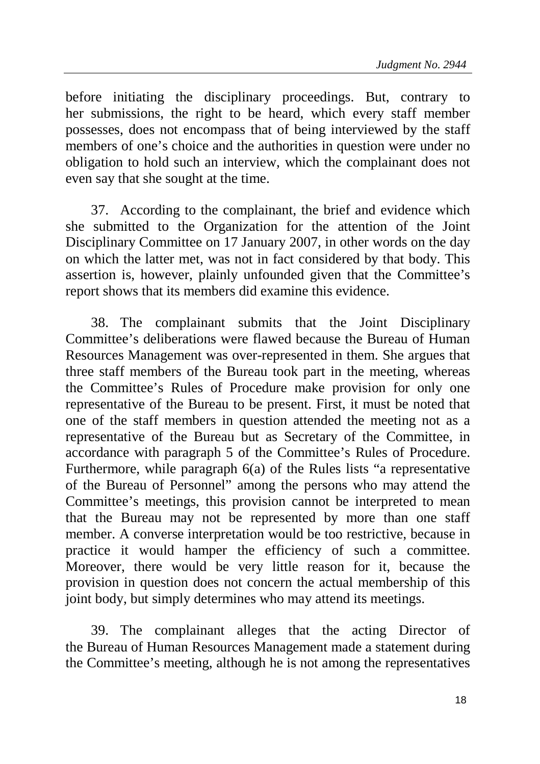before initiating the disciplinary proceedings. But, contrary to her submissions, the right to be heard, which every staff member possesses, does not encompass that of being interviewed by the staff members of one's choice and the authorities in question were under no obligation to hold such an interview, which the complainant does not even say that she sought at the time.

37. According to the complainant, the brief and evidence which she submitted to the Organization for the attention of the Joint Disciplinary Committee on 17 January 2007, in other words on the day on which the latter met, was not in fact considered by that body. This assertion is, however, plainly unfounded given that the Committee's report shows that its members did examine this evidence.

38. The complainant submits that the Joint Disciplinary Committee's deliberations were flawed because the Bureau of Human Resources Management was over-represented in them. She argues that three staff members of the Bureau took part in the meeting, whereas the Committee's Rules of Procedure make provision for only one representative of the Bureau to be present. First, it must be noted that one of the staff members in question attended the meeting not as a representative of the Bureau but as Secretary of the Committee, in accordance with paragraph 5 of the Committee's Rules of Procedure. Furthermore, while paragraph 6(a) of the Rules lists "a representative of the Bureau of Personnel" among the persons who may attend the Committee's meetings, this provision cannot be interpreted to mean that the Bureau may not be represented by more than one staff member. A converse interpretation would be too restrictive, because in practice it would hamper the efficiency of such a committee. Moreover, there would be very little reason for it, because the provision in question does not concern the actual membership of this joint body, but simply determines who may attend its meetings.

39. The complainant alleges that the acting Director of the Bureau of Human Resources Management made a statement during the Committee's meeting, although he is not among the representatives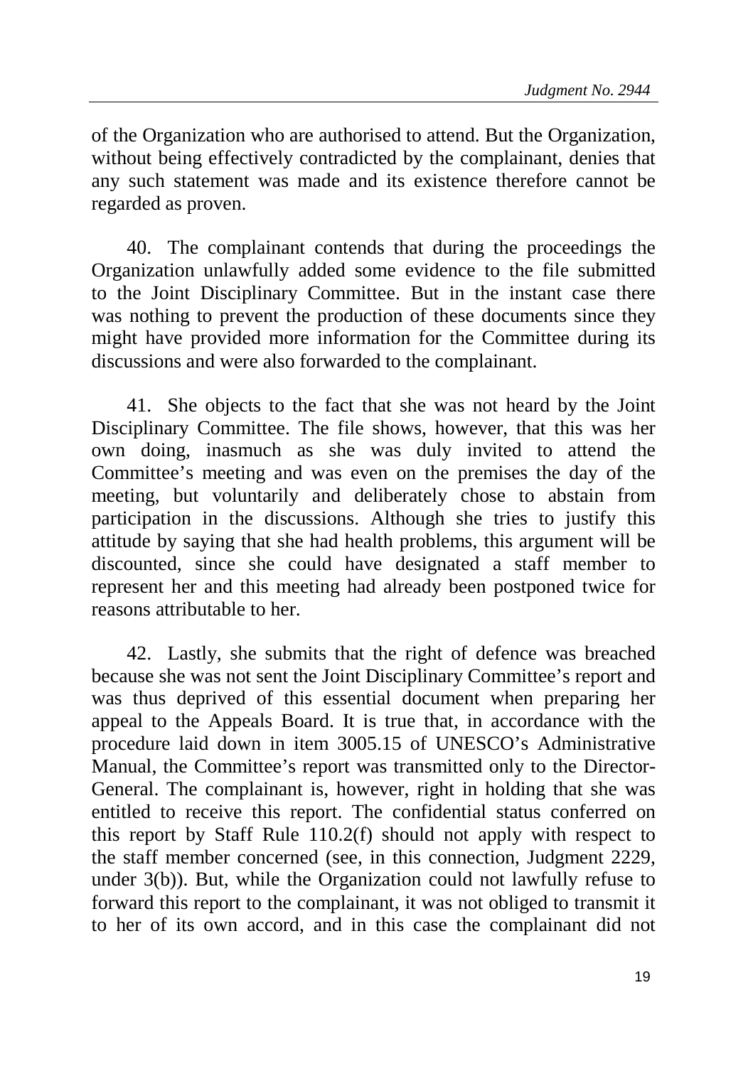of the Organization who are authorised to attend. But the Organization, without being effectively contradicted by the complainant, denies that any such statement was made and its existence therefore cannot be regarded as proven.

40. The complainant contends that during the proceedings the Organization unlawfully added some evidence to the file submitted to the Joint Disciplinary Committee. But in the instant case there was nothing to prevent the production of these documents since they might have provided more information for the Committee during its discussions and were also forwarded to the complainant.

41. She objects to the fact that she was not heard by the Joint Disciplinary Committee. The file shows, however, that this was her own doing, inasmuch as she was duly invited to attend the Committee's meeting and was even on the premises the day of the meeting, but voluntarily and deliberately chose to abstain from participation in the discussions. Although she tries to justify this attitude by saying that she had health problems, this argument will be discounted, since she could have designated a staff member to represent her and this meeting had already been postponed twice for reasons attributable to her.

42. Lastly, she submits that the right of defence was breached because she was not sent the Joint Disciplinary Committee's report and was thus deprived of this essential document when preparing her appeal to the Appeals Board. It is true that, in accordance with the procedure laid down in item 3005.15 of UNESCO's Administrative Manual, the Committee's report was transmitted only to the Director-General. The complainant is, however, right in holding that she was entitled to receive this report. The confidential status conferred on this report by Staff Rule 110.2(f) should not apply with respect to the staff member concerned (see, in this connection, Judgment 2229, under 3(b)). But, while the Organization could not lawfully refuse to forward this report to the complainant, it was not obliged to transmit it to her of its own accord, and in this case the complainant did not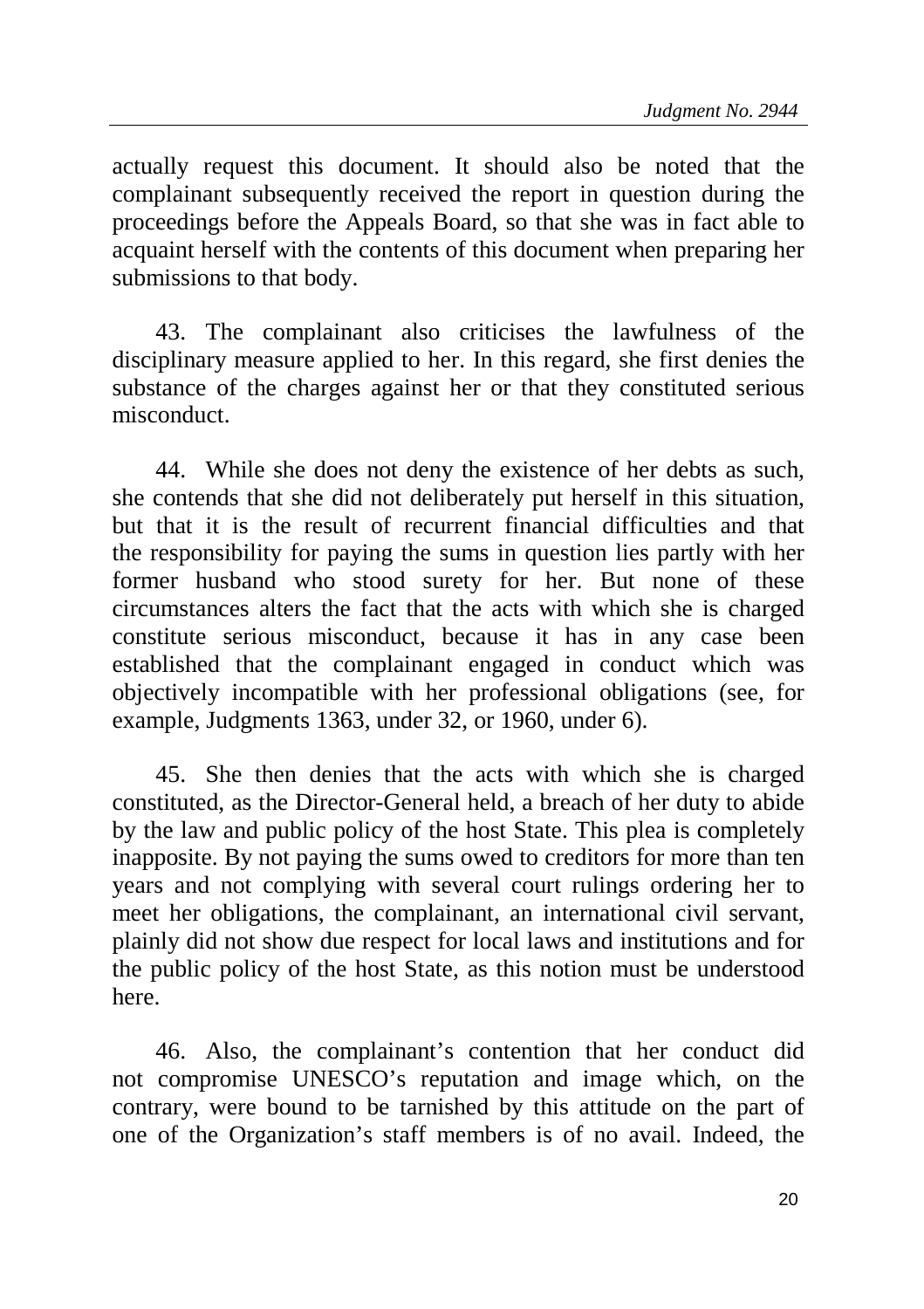actually request this document. It should also be noted that the complainant subsequently received the report in question during the proceedings before the Appeals Board, so that she was in fact able to acquaint herself with the contents of this document when preparing her submissions to that body.

43. The complainant also criticises the lawfulness of the disciplinary measure applied to her. In this regard, she first denies the substance of the charges against her or that they constituted serious misconduct.

44. While she does not deny the existence of her debts as such, she contends that she did not deliberately put herself in this situation, but that it is the result of recurrent financial difficulties and that the responsibility for paying the sums in question lies partly with her former husband who stood surety for her. But none of these circumstances alters the fact that the acts with which she is charged constitute serious misconduct, because it has in any case been established that the complainant engaged in conduct which was objectively incompatible with her professional obligations (see, for example, Judgments 1363, under 32, or 1960, under 6).

45. She then denies that the acts with which she is charged constituted, as the Director-General held, a breach of her duty to abide by the law and public policy of the host State. This plea is completely inapposite. By not paying the sums owed to creditors for more than ten years and not complying with several court rulings ordering her to meet her obligations, the complainant, an international civil servant, plainly did not show due respect for local laws and institutions and for the public policy of the host State, as this notion must be understood here.

46. Also, the complainant's contention that her conduct did not compromise UNESCO's reputation and image which, on the contrary, were bound to be tarnished by this attitude on the part of one of the Organization's staff members is of no avail. Indeed, the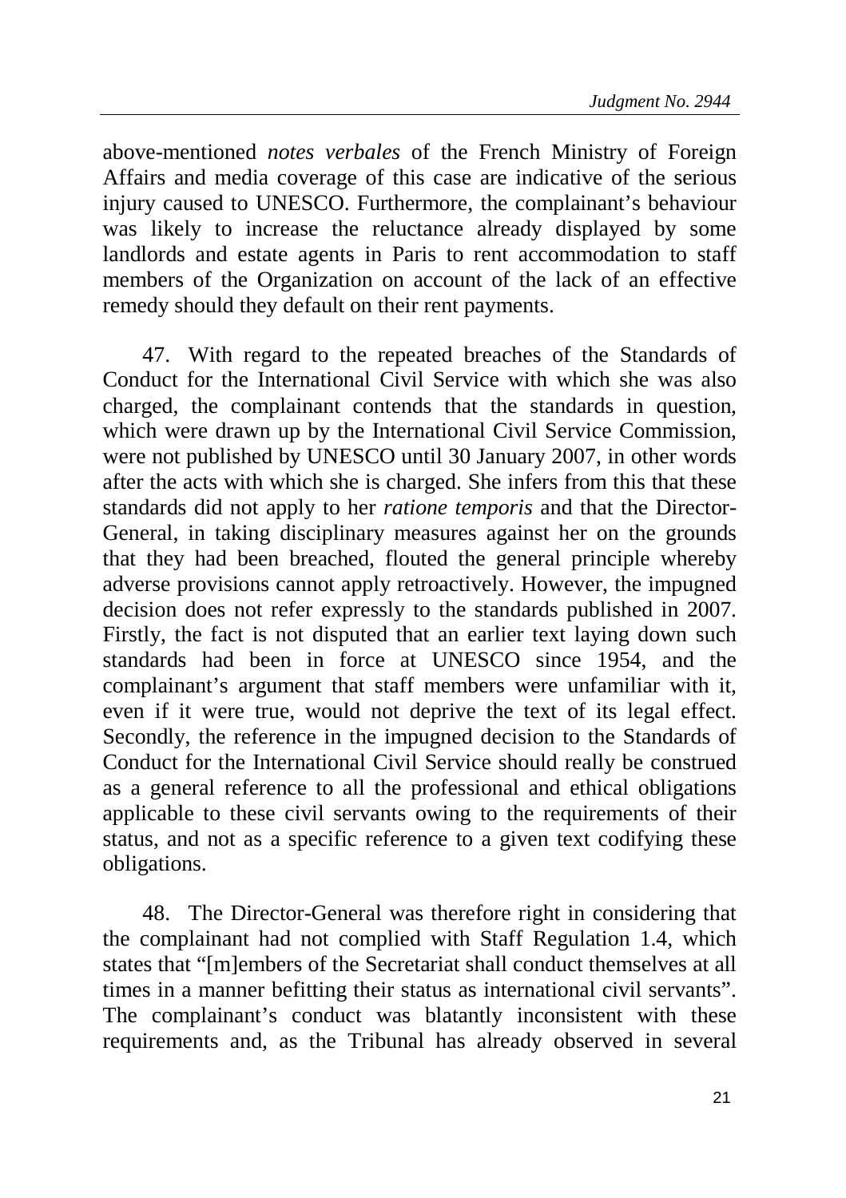above-mentioned *notes verbales* of the French Ministry of Foreign Affairs and media coverage of this case are indicative of the serious injury caused to UNESCO. Furthermore, the complainant's behaviour was likely to increase the reluctance already displayed by some landlords and estate agents in Paris to rent accommodation to staff members of the Organization on account of the lack of an effective remedy should they default on their rent payments.

47. With regard to the repeated breaches of the Standards of Conduct for the International Civil Service with which she was also charged, the complainant contends that the standards in question, which were drawn up by the International Civil Service Commission, were not published by UNESCO until 30 January 2007, in other words after the acts with which she is charged. She infers from this that these standards did not apply to her *ratione temporis* and that the Director-General, in taking disciplinary measures against her on the grounds that they had been breached, flouted the general principle whereby adverse provisions cannot apply retroactively. However, the impugned decision does not refer expressly to the standards published in 2007. Firstly, the fact is not disputed that an earlier text laying down such standards had been in force at UNESCO since 1954, and the complainant's argument that staff members were unfamiliar with it, even if it were true, would not deprive the text of its legal effect. Secondly, the reference in the impugned decision to the Standards of Conduct for the International Civil Service should really be construed as a general reference to all the professional and ethical obligations applicable to these civil servants owing to the requirements of their status, and not as a specific reference to a given text codifying these obligations.

48. The Director-General was therefore right in considering that the complainant had not complied with Staff Regulation 1.4, which states that "[m]embers of the Secretariat shall conduct themselves at all times in a manner befitting their status as international civil servants". The complainant's conduct was blatantly inconsistent with these requirements and, as the Tribunal has already observed in several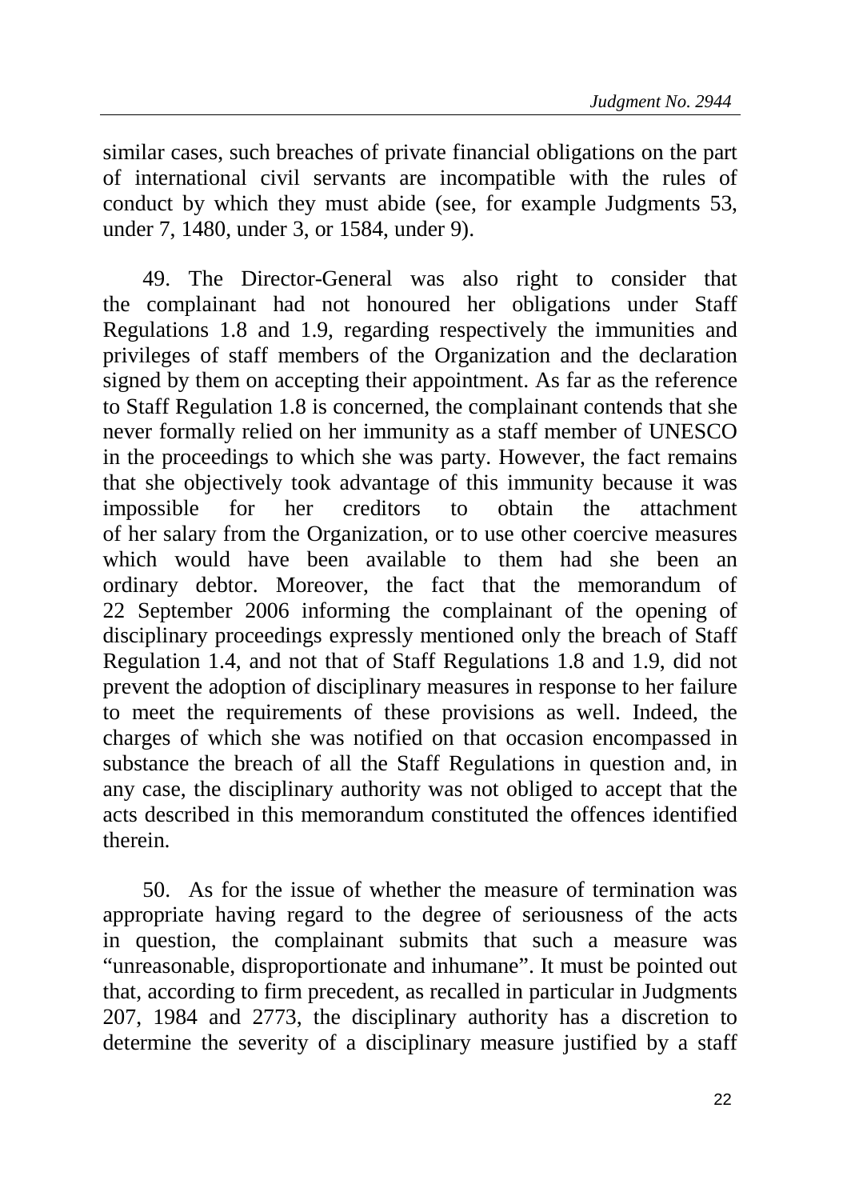similar cases, such breaches of private financial obligations on the part of international civil servants are incompatible with the rules of conduct by which they must abide (see, for example Judgments 53, under 7, 1480, under 3, or 1584, under 9).

49. The Director-General was also right to consider that the complainant had not honoured her obligations under Staff Regulations 1.8 and 1.9, regarding respectively the immunities and privileges of staff members of the Organization and the declaration signed by them on accepting their appointment. As far as the reference to Staff Regulation 1.8 is concerned, the complainant contends that she never formally relied on her immunity as a staff member of UNESCO in the proceedings to which she was party. However, the fact remains that she objectively took advantage of this immunity because it was impossible for her creditors to obtain the attachment of her salary from the Organization, or to use other coercive measures which would have been available to them had she been an ordinary debtor. Moreover, the fact that the memorandum of 22 September 2006 informing the complainant of the opening of disciplinary proceedings expressly mentioned only the breach of Staff Regulation 1.4, and not that of Staff Regulations 1.8 and 1.9, did not prevent the adoption of disciplinary measures in response to her failure to meet the requirements of these provisions as well. Indeed, the charges of which she was notified on that occasion encompassed in substance the breach of all the Staff Regulations in question and, in any case, the disciplinary authority was not obliged to accept that the acts described in this memorandum constituted the offences identified therein.

50. As for the issue of whether the measure of termination was appropriate having regard to the degree of seriousness of the acts in question, the complainant submits that such a measure was "unreasonable, disproportionate and inhumane". It must be pointed out that, according to firm precedent, as recalled in particular in Judgments 207, 1984 and 2773, the disciplinary authority has a discretion to determine the severity of a disciplinary measure justified by a staff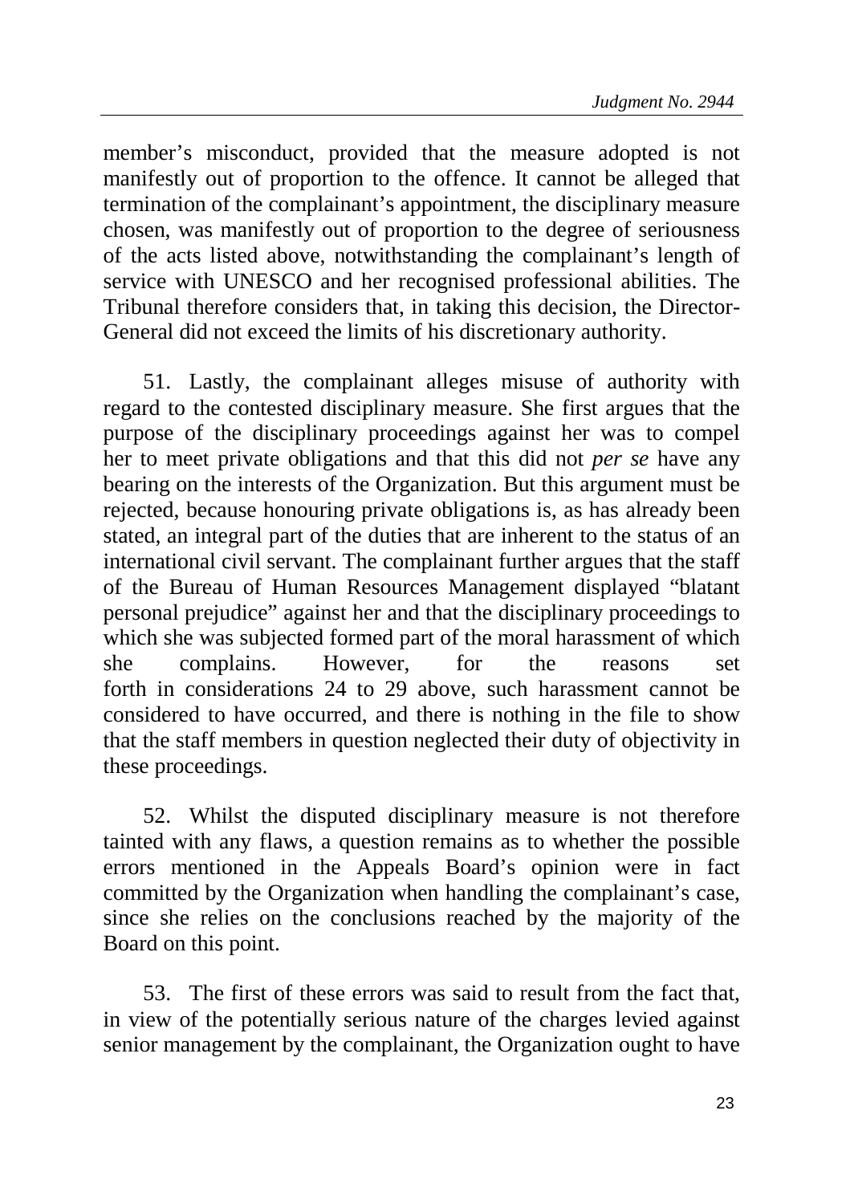member's misconduct, provided that the measure adopted is not manifestly out of proportion to the offence. It cannot be alleged that termination of the complainant's appointment, the disciplinary measure chosen, was manifestly out of proportion to the degree of seriousness of the acts listed above, notwithstanding the complainant's length of service with UNESCO and her recognised professional abilities. The Tribunal therefore considers that, in taking this decision, the Director-General did not exceed the limits of his discretionary authority.

51. Lastly, the complainant alleges misuse of authority with regard to the contested disciplinary measure. She first argues that the purpose of the disciplinary proceedings against her was to compel her to meet private obligations and that this did not *per se* have any bearing on the interests of the Organization. But this argument must be rejected, because honouring private obligations is, as has already been stated, an integral part of the duties that are inherent to the status of an international civil servant. The complainant further argues that the staff of the Bureau of Human Resources Management displayed "blatant personal prejudice" against her and that the disciplinary proceedings to which she was subjected formed part of the moral harassment of which she complains. However, for the reasons set forth in considerations 24 to 29 above, such harassment cannot be considered to have occurred, and there is nothing in the file to show that the staff members in question neglected their duty of objectivity in these proceedings.

52. Whilst the disputed disciplinary measure is not therefore tainted with any flaws, a question remains as to whether the possible errors mentioned in the Appeals Board's opinion were in fact committed by the Organization when handling the complainant's case, since she relies on the conclusions reached by the majority of the Board on this point.

53. The first of these errors was said to result from the fact that, in view of the potentially serious nature of the charges levied against senior management by the complainant, the Organization ought to have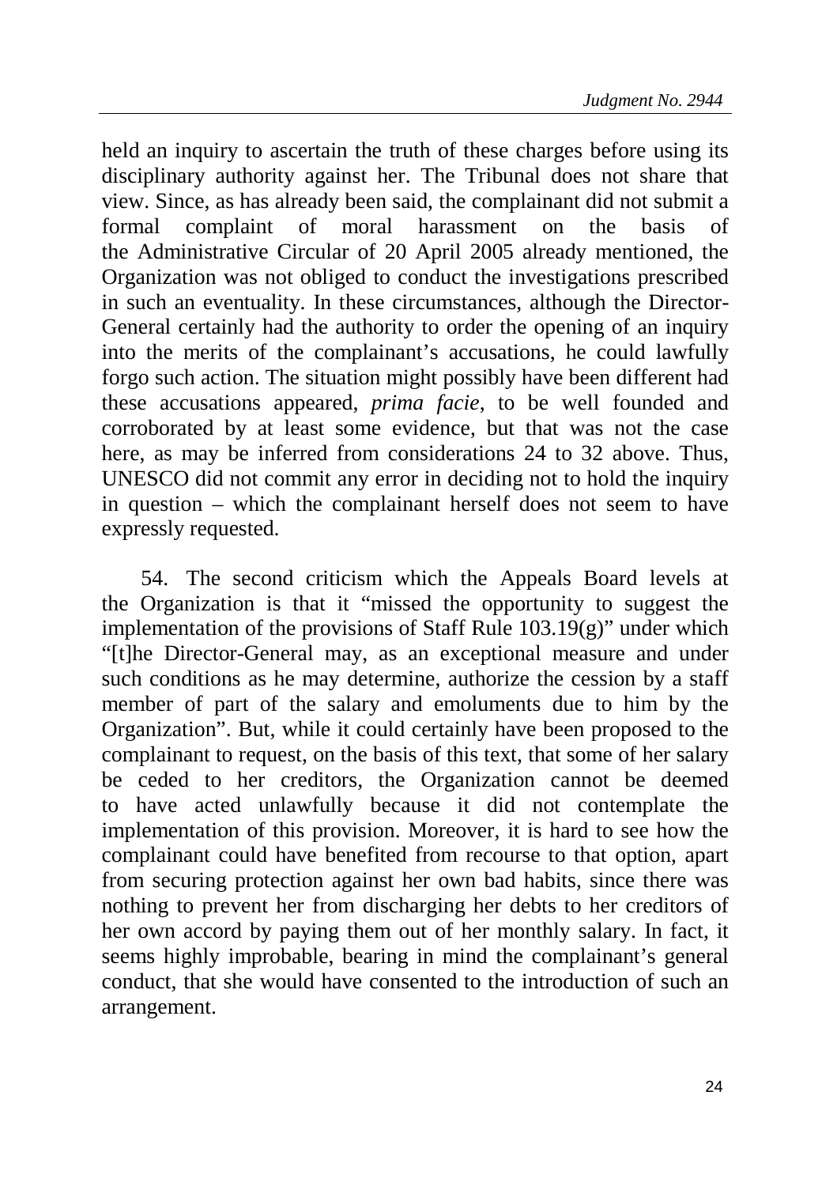held an inquiry to ascertain the truth of these charges before using its disciplinary authority against her. The Tribunal does not share that view. Since, as has already been said, the complainant did not submit a formal complaint of moral harassment on the basis of the Administrative Circular of 20 April 2005 already mentioned, the Organization was not obliged to conduct the investigations prescribed in such an eventuality. In these circumstances, although the Director-General certainly had the authority to order the opening of an inquiry into the merits of the complainant's accusations, he could lawfully forgo such action. The situation might possibly have been different had these accusations appeared, *prima facie*, to be well founded and corroborated by at least some evidence, but that was not the case here, as may be inferred from considerations 24 to 32 above. Thus, UNESCO did not commit any error in deciding not to hold the inquiry in question – which the complainant herself does not seem to have expressly requested.

54. The second criticism which the Appeals Board levels at the Organization is that it "missed the opportunity to suggest the implementation of the provisions of Staff Rule 103.19(g)" under which "[t]he Director-General may, as an exceptional measure and under such conditions as he may determine, authorize the cession by a staff member of part of the salary and emoluments due to him by the Organization". But, while it could certainly have been proposed to the complainant to request, on the basis of this text, that some of her salary be ceded to her creditors, the Organization cannot be deemed to have acted unlawfully because it did not contemplate the implementation of this provision. Moreover, it is hard to see how the complainant could have benefited from recourse to that option, apart from securing protection against her own bad habits, since there was nothing to prevent her from discharging her debts to her creditors of her own accord by paying them out of her monthly salary. In fact, it seems highly improbable, bearing in mind the complainant's general conduct, that she would have consented to the introduction of such an arrangement.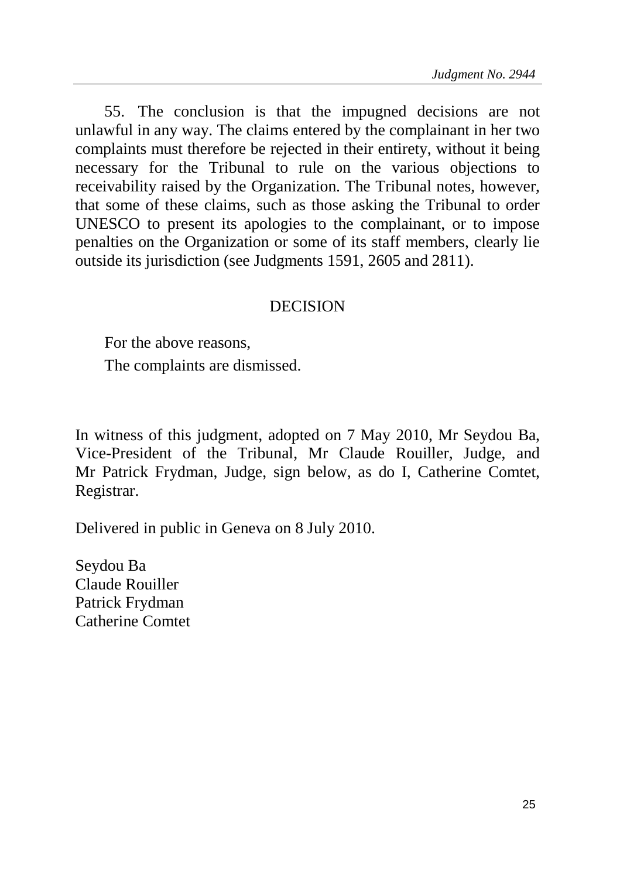55. The conclusion is that the impugned decisions are not unlawful in any way. The claims entered by the complainant in her two complaints must therefore be rejected in their entirety, without it being necessary for the Tribunal to rule on the various objections to receivability raised by the Organization. The Tribunal notes, however, that some of these claims, such as those asking the Tribunal to order UNESCO to present its apologies to the complainant, or to impose penalties on the Organization or some of its staff members, clearly lie outside its jurisdiction (see Judgments 1591, 2605 and 2811).

## DECISION

For the above reasons,

The complaints are dismissed.

In witness of this judgment, adopted on 7 May 2010, Mr Seydou Ba, Vice-President of the Tribunal, Mr Claude Rouiller, Judge, and Mr Patrick Frydman, Judge, sign below, as do I, Catherine Comtet, Registrar.

Delivered in public in Geneva on 8 July 2010.

Seydou Ba
Claude Rouiller
Patrick Frydman
Catherine Comtet